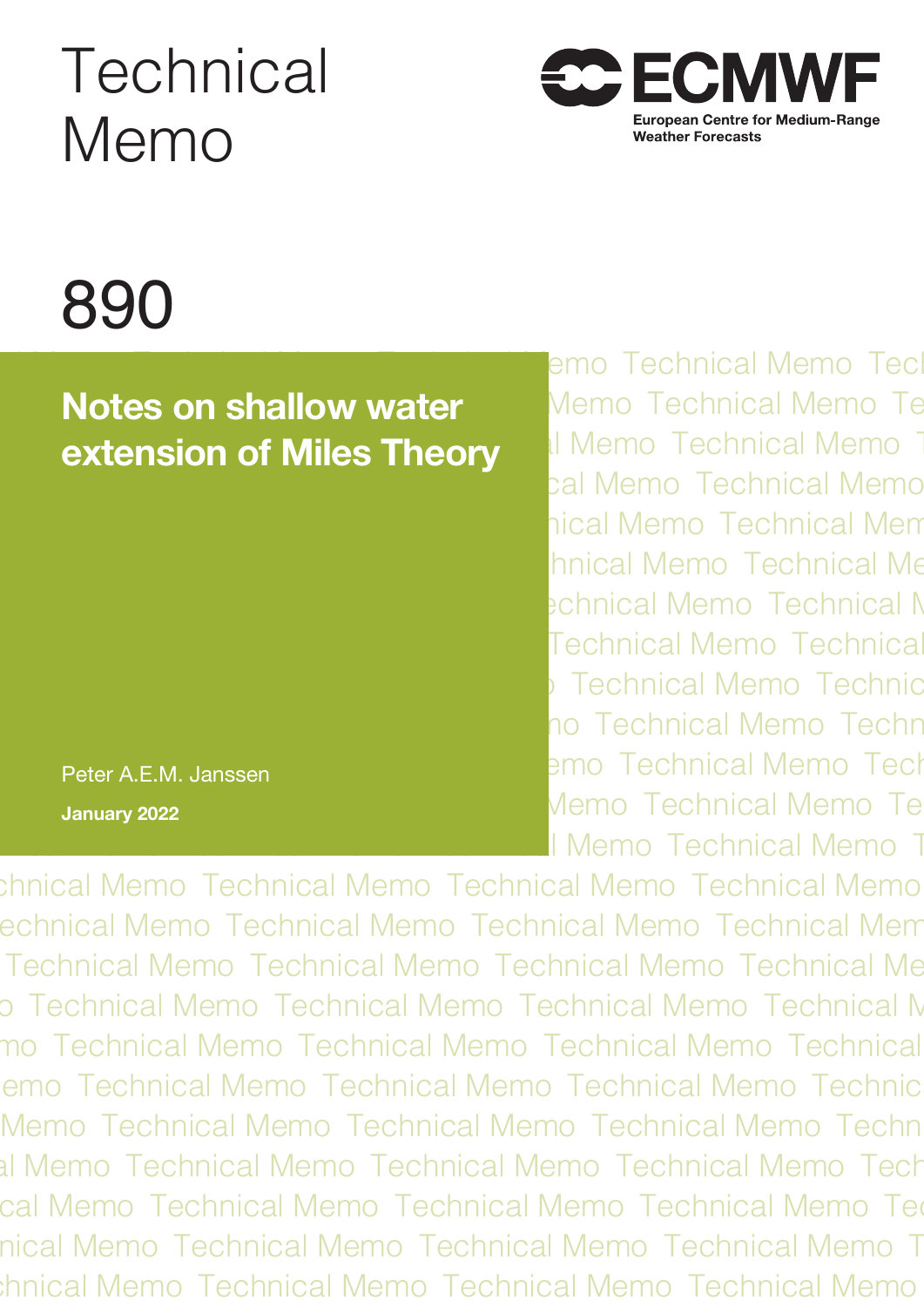Technical Memo

ECMWF
European Centre for Medium-Range Weather Forecasts

890

# Notes on shallow water extension of Miles Theory

Peter A.E.M. Janssen

**January 2022**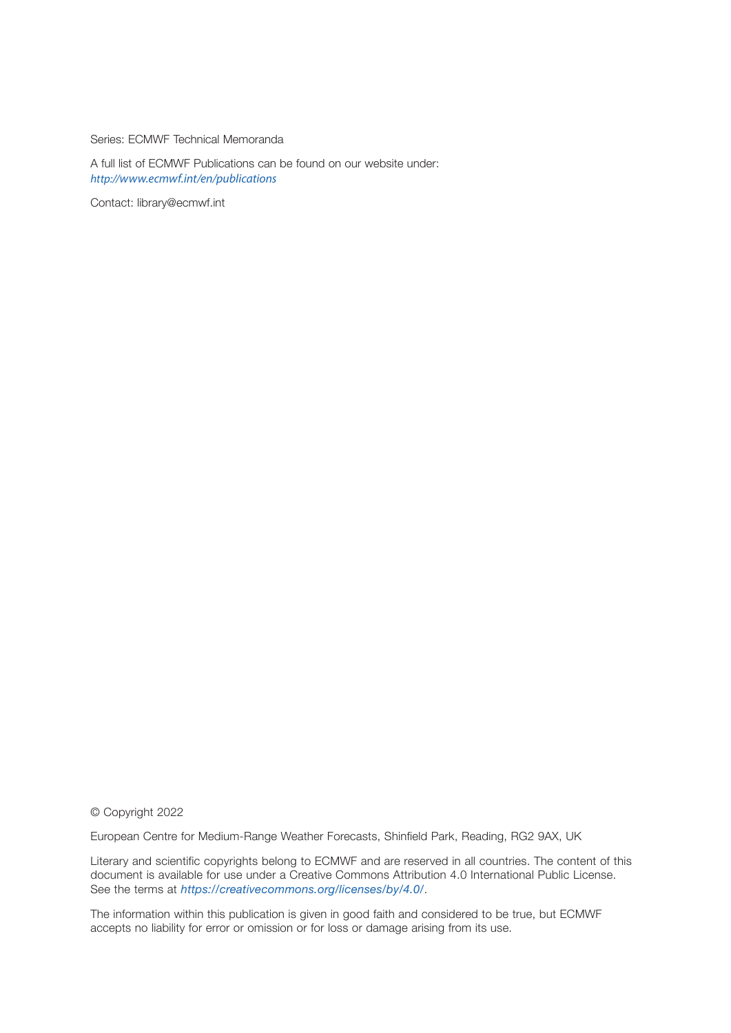Series: ECMWF Technical Memoranda

A full list of ECMWF Publications can be found on our website under:
*http://www.ecmwf.int/en/publications*

Contact: library@ecmwf.int

© Copyright 2022

European Centre for Medium-Range Weather Forecasts, Shinfield Park, Reading, RG2 9AX, UK

Literary and scientific copyrights belong to ECMWF and are reserved in all countries. The content of this document is available for use under a Creative Commons Attribution 4.0 International Public License. See the terms at *https://creativecommons.org/licenses/by/4.0/*.

The information within this publication is given in good faith and considered to be true, but ECMWF accepts no liability for error or omission or for loss or damage arising from its use.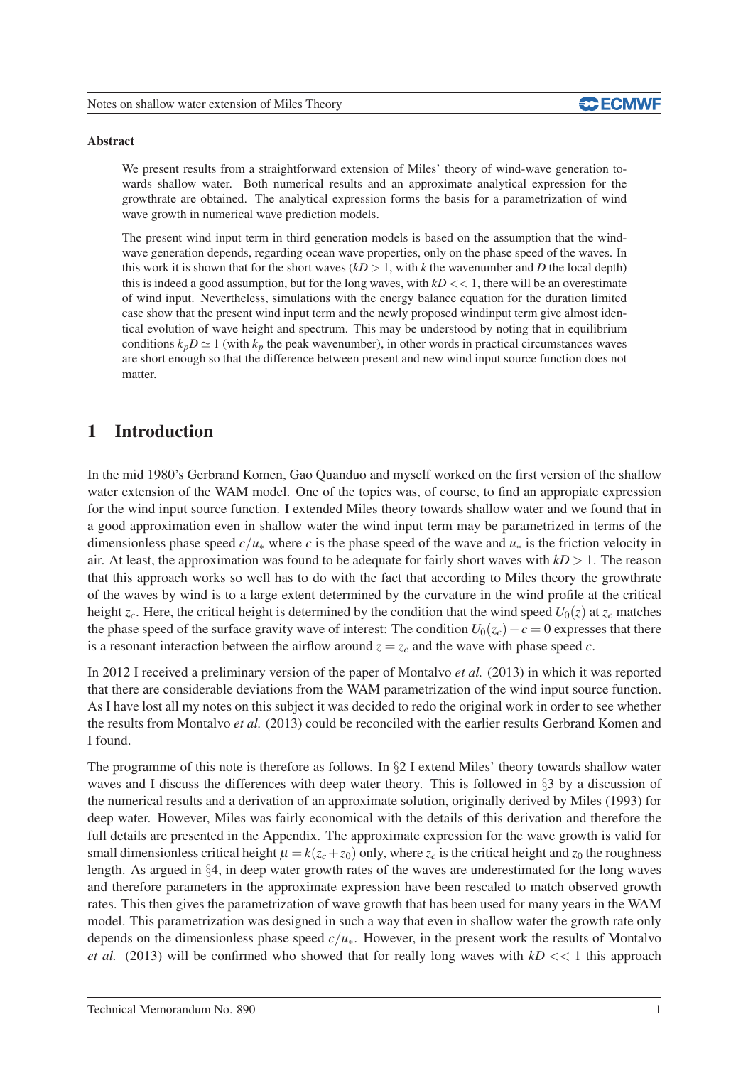**Abstract**

We present results from a straightforward extension of Miles' theory of wind-wave generation towards shallow water. Both numerical results and an approximate analytical expression for the growthrate are obtained. The analytical expression forms the basis for a parametrization of wind wave growth in numerical wave prediction models.

The present wind input term in third generation models is based on the assumption that the wind-wave generation depends, regarding ocean wave properties, only on the phase speed of the waves. In this work it is shown that for the short waves ($kD > 1$, with $k$ the wavenumber and $D$ the local depth) this is indeed a good assumption, but for the long waves, with $kD << 1$, there will be an overestimate of wind input. Nevertheless, simulations with the energy balance equation for the duration limited case show that the present wind input term and the newly proposed windinput term give almost identical evolution of wave height and spectrum. This may be understood by noting that in equilibrium conditions $k_pD \simeq 1$ (with $k_p$ the peak wavenumber), in other words in practical circumstances waves are short enough so that the difference between present and new wind input source function does not matter.

# 1 Introduction

In the mid 1980's Gerbrand Komen, Gao Quanduo and myself worked on the first version of the shallow water extension of the WAM model. One of the topics was, of course, to find an appropiate expression for the wind input source function. I extended Miles theory towards shallow water and we found that in a good approximation even in shallow water the wind input term may be parametrized in terms of the dimensionless phase speed $c/u_*$ where $c$ is the phase speed of the wave and $u_*$ is the friction velocity in air. At least, the approximation was found to be adequate for fairly short waves with $kD > 1$. The reason that this approach works so well has to do with the fact that according to Miles theory the growthrate of the waves by wind is to a large extent determined by the curvature in the wind profile at the critical height $z_c$. Here, the critical height is determined by the condition that the wind speed $U_0(z)$ at $z_c$ matches the phase speed of the surface gravity wave of interest: The condition $U_0(z_c) - c = 0$ expresses that there is a resonant interaction between the airflow around $z = z_c$ and the wave with phase speed $c$.

In 2012 I received a preliminary version of the paper of Montalvo *et al.* (2013) in which it was reported that there are considerable deviations from the WAM parametrization of the wind input source function. As I have lost all my notes on this subject it was decided to redo the original work in order to see whether the results from Montalvo *et al.* (2013) could be reconciled with the earlier results Gerbrand Komen and I found.

The programme of this note is therefore as follows. In §2 I extend Miles' theory towards shallow water waves and I discuss the differences with deep water theory. This is followed in §3 by a discussion of the numerical results and a derivation of an approximate solution, originally derived by Miles (1993) for deep water. However, Miles was fairly economical with the details of this derivation and therefore the full details are presented in the Appendix. The approximate expression for the wave growth is valid for small dimensionless critical height $\mu = k(z_c + z_0)$ only, where $z_c$ is the critical height and $z_0$ the roughness length. As argued in §4, in deep water growth rates of the waves are underestimated for the long waves and therefore parameters in the approximate expression have been rescaled to match observed growth rates. This then gives the parametrization of wave growth that has been used for many years in the WAM model. This parametrization was designed in such a way that even in shallow water the growth rate only depends on the dimensionless phase speed $c/u_*$. However, in the present work the results of Montalvo *et al.* (2013) will be confirmed who showed that for really long waves with $kD << 1$ this approach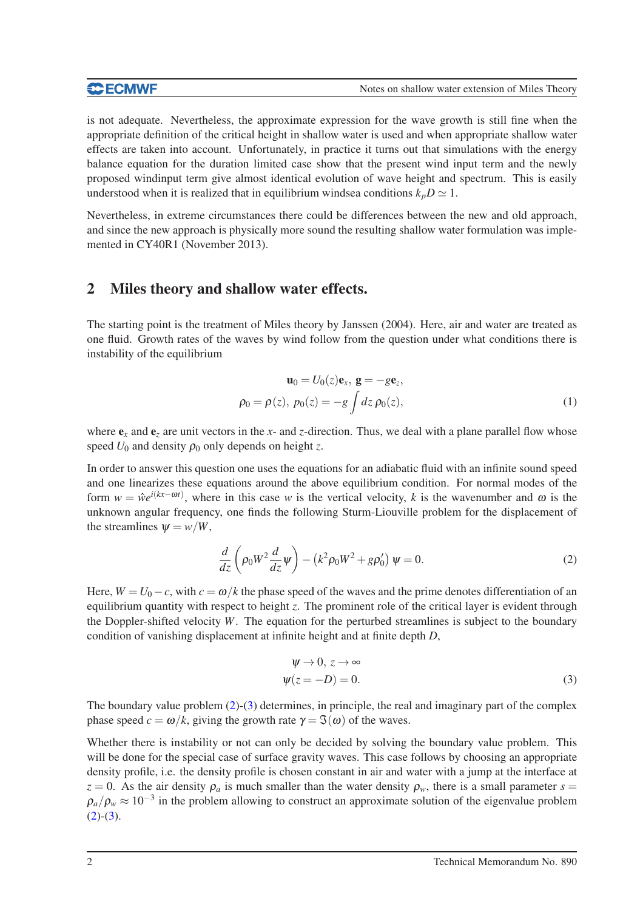is not adequate. Nevertheless, the approximate expression for the wave growth is still fine when the appropriate definition of the critical height in shallow water is used and when appropriate shallow water effects are taken into account. Unfortunately, in practice it turns out that simulations with the energy balance equation for the duration limited case show that the present wind input term and the newly proposed windinput term give almost identical evolution of wave height and spectrum. This is easily understood when it is realized that in equilibrium windsea conditions $k_pD \simeq 1$.

Nevertheless, in extreme circumstances there could be differences between the new and old approach, and since the new approach is physically more sound the resulting shallow water formulation was implemented in CY40R1 (November 2013).

## 2 Miles theory and shallow water effects.

The starting point is the treatment of Miles theory by Janssen (2004). Here, air and water are treated as one fluid. Growth rates of the waves by wind follow from the question under what conditions there is instability of the equilibrium

$$
\begin{aligned}
\mathbf{u}_0 = U_0(z)\mathbf{e}_x,\ \mathbf{g} = -g\mathbf{e}_z, \\
\rho_0 = \rho(z),\ p_0(z) = -g\int dz\,\rho_0(z),
\end{aligned}
\tag{1}
$$

where $\mathbf{e}_x$ and $\mathbf{e}_z$ are unit vectors in the $x$- and $z$-direction. Thus, we deal with a plane parallel flow whose speed $U_0$ and density $\rho_0$ only depends on height $z$.

In order to answer this question one uses the equations for an adiabatic fluid with an infinite sound speed and one linearizes these equations around the above equilibrium condition. For normal modes of the form $w = \hat{w}e^{i(kx-\omega t)}$, where in this case $w$ is the vertical velocity, $k$ is the wavenumber and $\omega$ is the unknown angular frequency, one finds the following Sturm-Liouville problem for the displacement of the streamlines $\psi = w/W$,

$$
\frac{d}{dz}\left(\rho_0 W^2 \frac{d}{dz}\psi\right) - \left(k^2\rho_0 W^2 + g\rho_0'\right)\psi = 0. \tag{2}
$$

Here, $W = U_0 - c$, with $c = \omega/k$ the phase speed of the waves and the prime denotes differentiation of an equilibrium quantity with respect to height $z$. The prominent role of the critical layer is evident through the Doppler-shifted velocity $W$. The equation for the perturbed streamlines is subject to the boundary condition of vanishing displacement at infinite height and at finite depth $D$,

$$
\begin{aligned}
\psi \to 0,\ z \to \infty \\
\psi(z = -D) = 0.
\end{aligned}
\tag{3}
$$

The boundary value problem (2)-(3) determines, in principle, the real and imaginary part of the complex phase speed $c = \omega/k$, giving the growth rate $\gamma = \Im(\omega)$ of the waves.

Whether there is instability or not can only be decided by solving the boundary value problem. This will be done for the special case of surface gravity waves. This case follows by choosing an appropriate density profile, i.e. the density profile is chosen constant in air and water with a jump at the interface at $z = 0$. As the air density $\rho_a$ is much smaller than the water density $\rho_w$, there is a small parameter $s = \rho_a/\rho_w \approx 10^{-3}$ in the problem allowing to construct an approximate solution of the eigenvalue problem (2)-(3).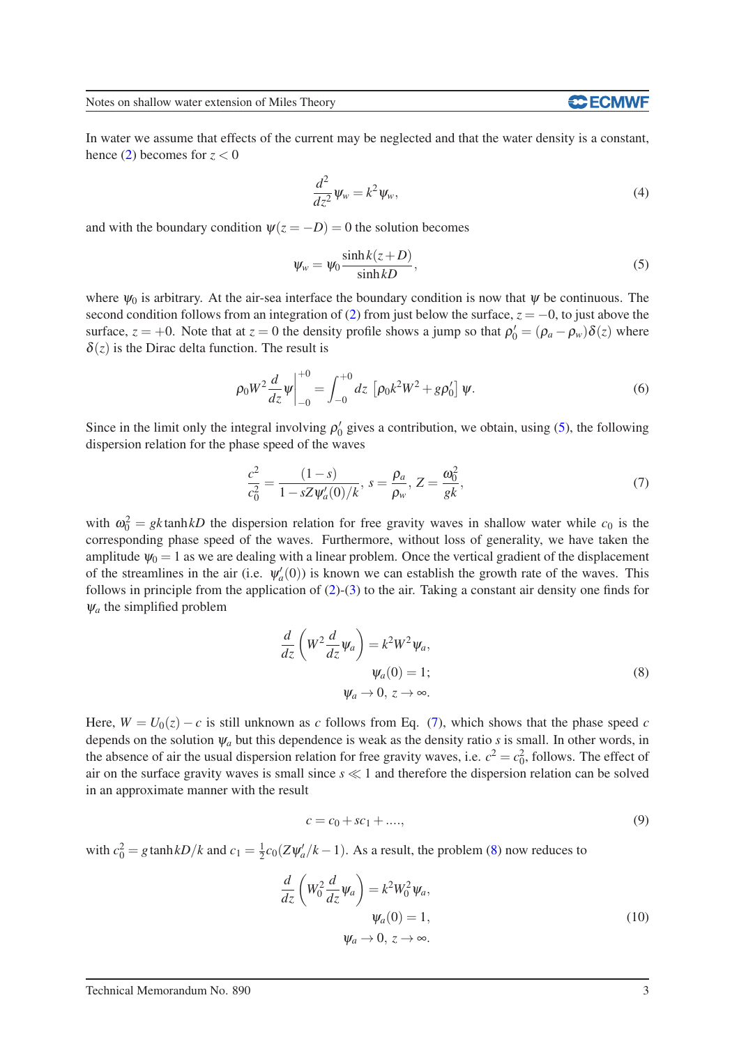In water we assume that effects of the current may be neglected and that the water density is a constant, hence (2) becomes for $z < 0$

$$\frac{d^2}{dz^2}\psi_w = k^2\psi_w, \tag{4}$$

and with the boundary condition $\psi(z = -D) = 0$ the solution becomes

$$\psi_w = \psi_0 \frac{\sinh k(z+D)}{\sinh kD}, \tag{5}$$

where $\psi_0$ is arbitrary. At the air-sea interface the boundary condition is now that $\psi$ be continuous. The second condition follows from an integration of (2) from just below the surface, $z = -0$, to just above the surface, $z = +0$. Note that at $z = 0$ the density profile shows a jump so that $\rho_0' = (\rho_a - \rho_w)\delta(z)$ where $\delta(z)$ is the Dirac delta function. The result is

$$\rho_0 W^2 \frac{d}{dz}\psi\Big|_{-0}^{+0} = \int_{-0}^{+0} dz\, \left[\rho_0 k^2 W^2 + g\rho_0'\right]\psi. \tag{6}$$

Since in the limit only the integral involving $\rho_0'$ gives a contribution, we obtain, using (5), the following dispersion relation for the phase speed of the waves

$$\frac{c^2}{c_0^2} = \frac{(1-s)}{1 - sZ\psi_a'(0)/k},\; s = \frac{\rho_a}{\rho_w},\; Z = \frac{\omega_0^2}{gk}, \tag{7}$$

with $\omega_0^2 = gk\tanh kD$ the dispersion relation for free gravity waves in shallow water while $c_0$ is the corresponding phase speed of the waves. Furthermore, without loss of generality, we have taken the amplitude $\psi_0 = 1$ as we are dealing with a linear problem. Once the vertical gradient of the displacement of the streamlines in the air (i.e. $\psi_a'(0)$) is known we can establish the growth rate of the waves. This follows in principle from the application of (2)-(3) to the air. Taking a constant air density one finds for $\psi_a$ the simplified problem

$$\begin{aligned} \frac{d}{dz}\left(W^2\frac{d}{dz}\psi_a\right) &= k^2W^2\psi_a, \\ \psi_a(0) &= 1; \\ \psi_a \to 0,\; z &\to \infty. \end{aligned} \tag{8}$$

Here, $W = U_0(z) - c$ is still unknown as $c$ follows from Eq. (7), which shows that the phase speed $c$ depends on the solution $\psi_a$ but this dependence is weak as the density ratio $s$ is small. In other words, in the absence of air the usual dispersion relation for free gravity waves, i.e. $c^2 = c_0^2$, follows. The effect of air on the surface gravity waves is small since $s \ll 1$ and therefore the dispersion relation can be solved in an approximate manner with the result

$$c = c_0 + sc_1 + ...., \tag{9}$$

with $c_0^2 = g\tanh kD/k$ and $c_1 = \frac{1}{2}c_0(Z\psi_a'/k - 1)$. As a result, the problem (8) now reduces to

$$\begin{aligned} \frac{d}{dz}\left(W_0^2\frac{d}{dz}\psi_a\right) &= k^2W_0^2\psi_a, \\ \psi_a(0) &= 1, \\ \psi_a \to 0,\; z &\to \infty. \end{aligned} \tag{10}$$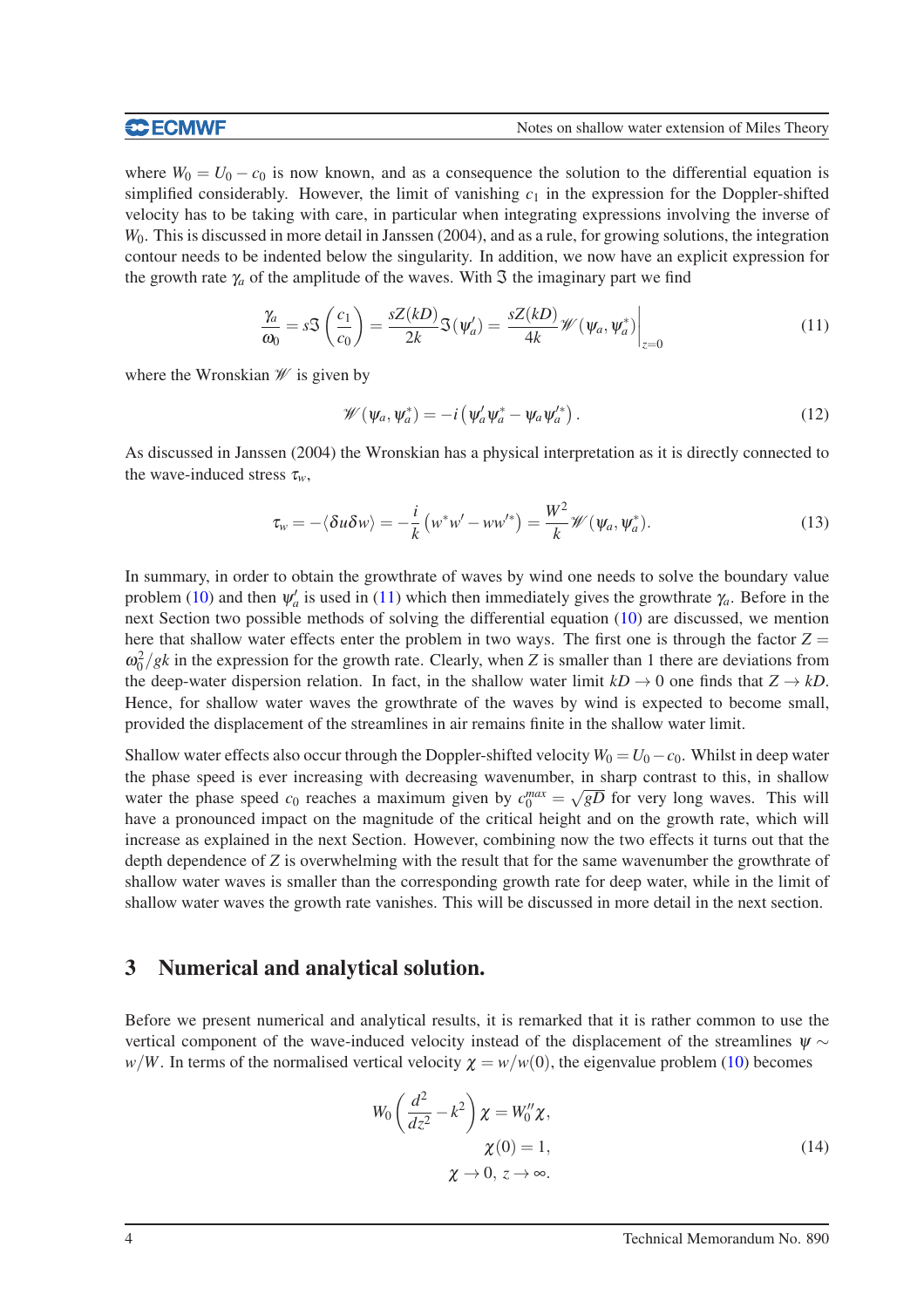where $W_0 = U_0 - c_0$ is now known, and as a consequence the solution to the differential equation is simplified considerably. However, the limit of vanishing $c_1$ in the expression for the Doppler-shifted velocity has to be taking with care, in particular when integrating expressions involving the inverse of $W_0$. This is discussed in more detail in Janssen (2004), and as a rule, for growing solutions, the integration contour needs to be indented below the singularity. In addition, we now have an explicit expression for the growth rate $\gamma_a$ of the amplitude of the waves. With $\Im$ the imaginary part we find

$$\frac{\gamma_a}{\omega_0} = s\Im\left(\frac{c_1}{c_0}\right) = \frac{sZ(kD)}{2k}\Im(\psi_a') = \frac{sZ(kD)}{4k}\mathscr{W}(\psi_a, \psi_a^*)\Big|_{z=0} \tag{11}$$

where the Wronskian $\mathscr{W}$ is given by

$$\mathscr{W}(\psi_a, \psi_a^*) = -i\left(\psi_a'\psi_a^* - \psi_a\psi_a'^*\right). \tag{12}$$

As discussed in Janssen (2004) the Wronskian has a physical interpretation as it is directly connected to the wave-induced stress $\tau_w$,

$$\tau_w = -\langle \delta u \delta w\rangle = -\frac{i}{k}\left(w^* w' - w w'^*\right) = \frac{W^2}{k}\mathscr{W}(\psi_a, \psi_a^*). \tag{13}$$

In summary, in order to obtain the growthrate of waves by wind one needs to solve the boundary value problem (10) and then $\psi_a'$ is used in (11) which then immediately gives the growthrate $\gamma_a$. Before in the next Section two possible methods of solving the differential equation (10) are discussed, we mention here that shallow water effects enter the problem in two ways. The first one is through the factor $Z = \omega_0^2/gk$ in the expression for the growth rate. Clearly, when $Z$ is smaller than 1 there are deviations from the deep-water dispersion relation. In fact, in the shallow water limit $kD \to 0$ one finds that $Z \to kD$. Hence, for shallow water waves the growthrate of the waves by wind is expected to become small, provided the displacement of the streamlines in air remains finite in the shallow water limit.

Shallow water effects also occur through the Doppler-shifted velocity $W_0 = U_0 - c_0$. Whilst in deep water the phase speed is ever increasing with decreasing wavenumber, in sharp contrast to this, in shallow water the phase speed $c_0$ reaches a maximum given by $c_0^{max} = \sqrt{gD}$ for very long waves. This will have a pronounced impact on the magnitude of the critical height and on the growth rate, which will increase as explained in the next Section. However, combining now the two effects it turns out that the depth dependence of $Z$ is overwhelming with the result that for the same wavenumber the growthrate of shallow water waves is smaller than the corresponding growth rate for deep water, while in the limit of shallow water waves the growth rate vanishes. This will be discussed in more detail in the next section.

## 3 Numerical and analytical solution.

Before we present numerical and analytical results, it is remarked that it is rather common to use the vertical component of the wave-induced velocity instead of the displacement of the streamlines $\psi \sim w/W$. In terms of the normalised vertical velocity $\chi = w/w(0)$, the eigenvalue problem (10) becomes

$$\begin{aligned} W_0\left(\frac{d^2}{dz^2} - k^2\right)\chi = W_0''\chi, \\ \chi(0) = 1, \\ \chi \to 0,\ z \to \infty. \end{aligned} \tag{14}$$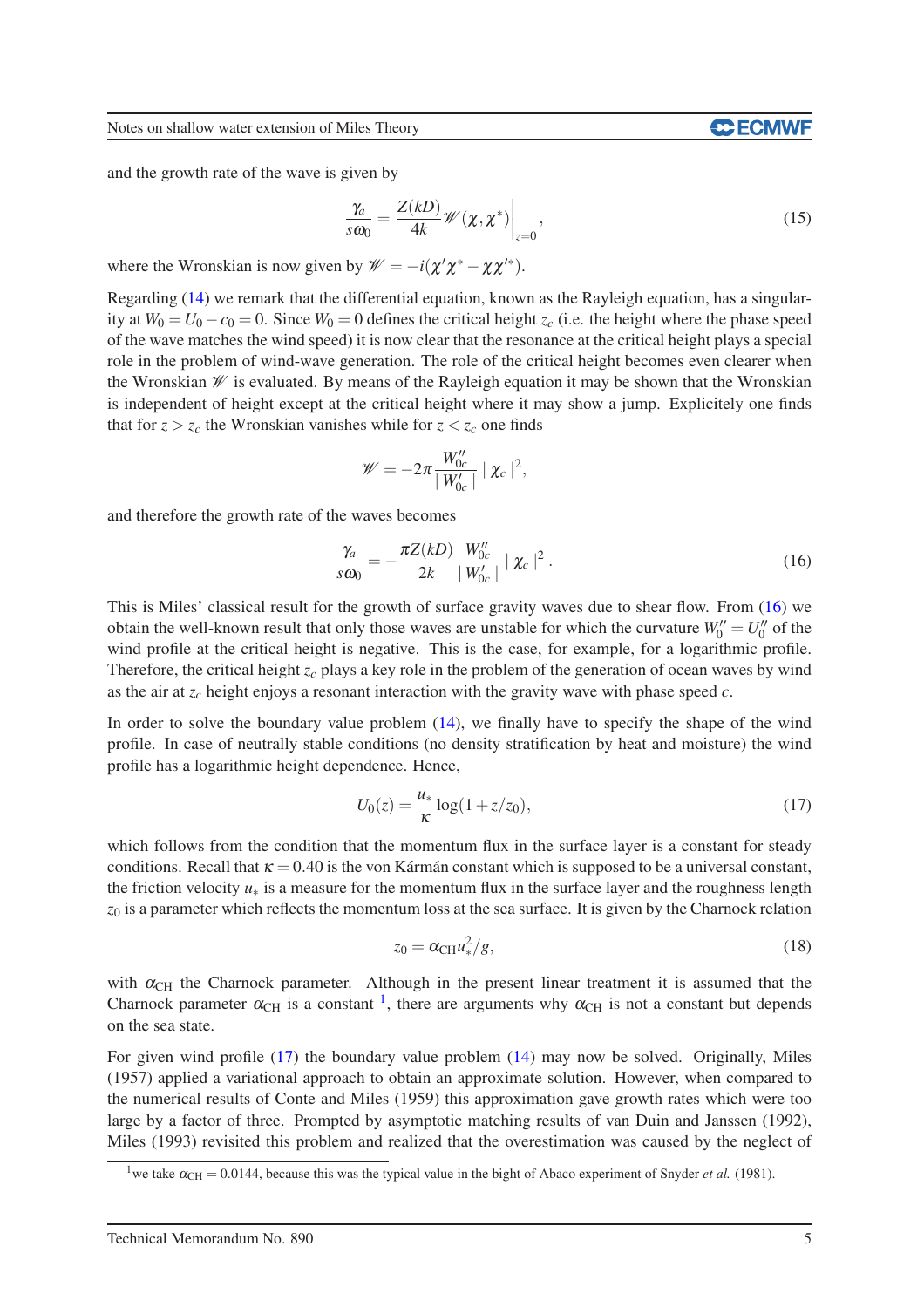and the growth rate of the wave is given by

$$\frac{\gamma_a}{s\omega_0} = \frac{Z(kD)}{4k} \mathscr{W}(\chi, \chi^*) \Big|_{z=0}, \tag{15}$$

where the Wronskian is now given by $\mathscr{W} = -i(\chi' \chi^* - \chi \chi'^*)$.

Regarding (14) we remark that the differential equation, known as the Rayleigh equation, has a singularity at $W_0 = U_0 - c_0 = 0$. Since $W_0 = 0$ defines the critical height $z_c$ (i.e. the height where the phase speed of the wave matches the wind speed) it is now clear that the resonance at the critical height plays a special role in the problem of wind-wave generation. The role of the critical height becomes even clearer when the Wronskian $\mathscr{W}$ is evaluated. By means of the Rayleigh equation it may be shown that the Wronskian is independent of height except at the critical height where it may show a jump. Explicitely one finds that for $z > z_c$ the Wronskian vanishes while for $z < z_c$ one finds

$$\mathscr{W} = -2\pi \frac{W''_{0c}}{| W'_{0c} |} | \chi_c |^2,$$

and therefore the growth rate of the waves becomes

$$\frac{\gamma_a}{s\omega_0} = -\frac{\pi Z(kD)}{2k} \frac{W''_{0c}}{| W'_{0c} |} | \chi_c |^2. \tag{16}$$

This is Miles' classical result for the growth of surface gravity waves due to shear flow. From (16) we obtain the well-known result that only those waves are unstable for which the curvature $W''_0 = U''_0$ of the wind profile at the critical height is negative. This is the case, for example, for a logarithmic profile. Therefore, the critical height $z_c$ plays a key role in the problem of the generation of ocean waves by wind as the air at $z_c$ height enjoys a resonant interaction with the gravity wave with phase speed $c$.

In order to solve the boundary value problem (14), we finally have to specify the shape of the wind profile. In case of neutrally stable conditions (no density stratification by heat and moisture) the wind profile has a logarithmic height dependence. Hence,

$$U_0(z) = \frac{u_*}{\kappa} \log(1 + z/z_0), \tag{17}$$

which follows from the condition that the momentum flux in the surface layer is a constant for steady conditions. Recall that $\kappa = 0.40$ is the von Kármán constant which is supposed to be a universal constant, the friction velocity $u_*$ is a measure for the momentum flux in the surface layer and the roughness length $z_0$ is a parameter which reflects the momentum loss at the sea surface. It is given by the Charnock relation

$$z_0 = \alpha_{\mathrm{CH}} u_*^2 / g, \tag{18}$$

with $\alpha_{\mathrm{CH}}$ the Charnock parameter. Although in the present linear treatment it is assumed that the Charnock parameter $\alpha_{\mathrm{CH}}$ is a constant [1], there are arguments why $\alpha_{\mathrm{CH}}$ is not a constant but depends on the sea state.

For given wind profile (17) the boundary value problem (14) may now be solved. Originally, Miles (1957) applied a variational approach to obtain an approximate solution. However, when compared to the numerical results of Conte and Miles (1959) this approximation gave growth rates which were too large by a factor of three. Prompted by asymptotic matching results of van Duin and Janssen (1992), Miles (1993) revisited this problem and realized that the overestimation was caused by the neglect of

[1] we take $\alpha_{\mathrm{CH}} = 0.0144$, because this was the typical value in the bight of Abaco experiment of Snyder *et al.* (1981).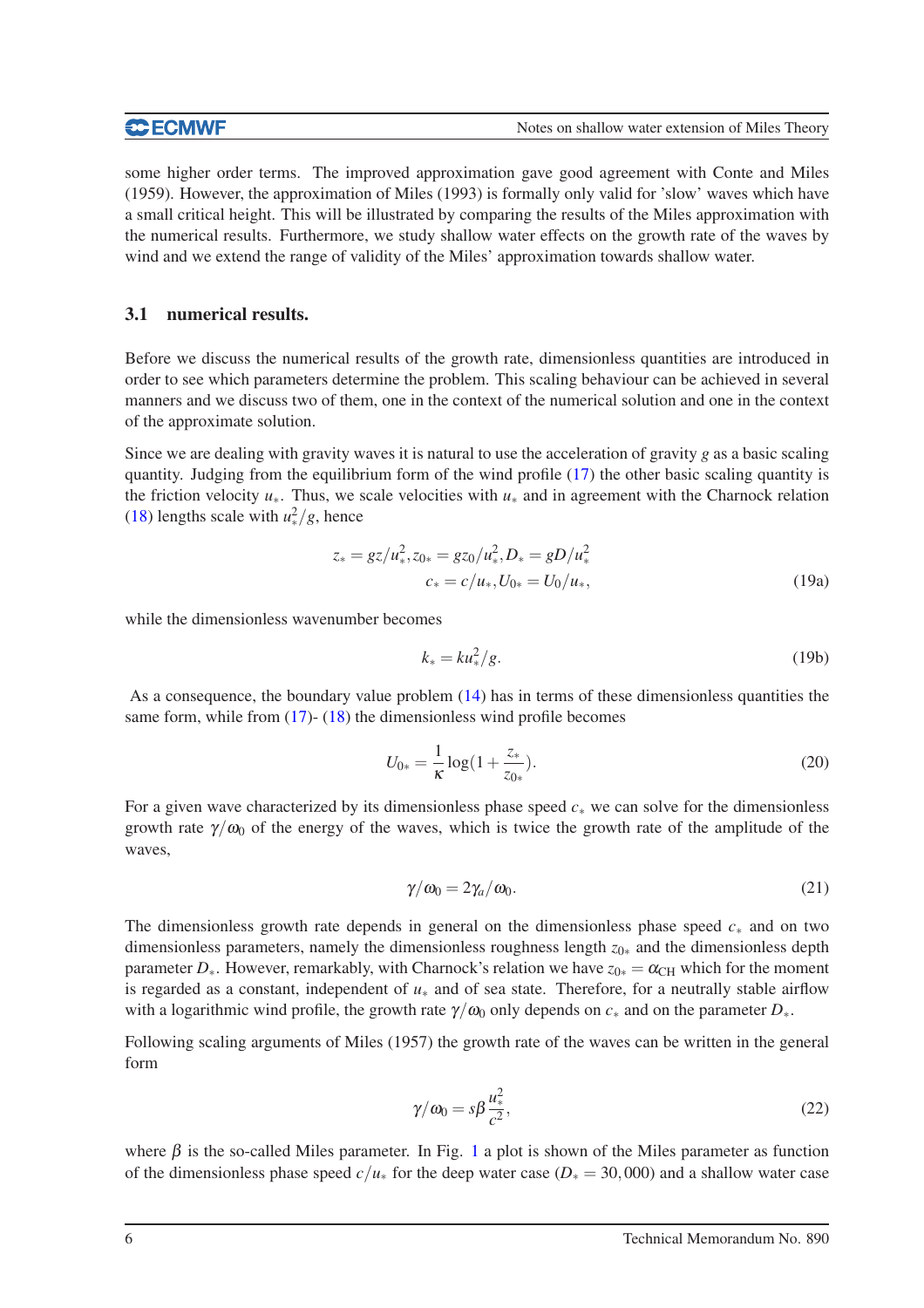some higher order terms. The improved approximation gave good agreement with Conte and Miles (1959). However, the approximation of Miles (1993) is formally only valid for 'slow' waves which have a small critical height. This will be illustrated by comparing the results of the Miles approximation with the numerical results. Furthermore, we study shallow water effects on the growth rate of the waves by wind and we extend the range of validity of the Miles' approximation towards shallow water.

### 3.1 numerical results.

Before we discuss the numerical results of the growth rate, dimensionless quantities are introduced in order to see which parameters determine the problem. This scaling behaviour can be achieved in several manners and we discuss two of them, one in the context of the numerical solution and one in the context of the approximate solution.

Since we are dealing with gravity waves it is natural to use the acceleration of gravity $g$ as a basic scaling quantity. Judging from the equilibrium form of the wind profile (17) the other basic scaling quantity is the friction velocity $u_*$. Thus, we scale velocities with $u_*$ and in agreement with the Charnock relation (18) lengths scale with $u_*^2/g$, hence

$$
\begin{aligned}
z_* = gz/u_*^2, z_{0*} = gz_0/u_*^2, D_* = gD/u_*^2 \\
c_* = c/u_*, U_{0*} = U_0/u_*,
\end{aligned}
\tag{19a}
$$

while the dimensionless wavenumber becomes

$$
k_* = ku_*^2/g. \tag{19b}
$$

As a consequence, the boundary value problem (14) has in terms of these dimensionless quantities the same form, while from (17)- (18) the dimensionless wind profile becomes

$$
U_{0*} = \frac{1}{\kappa}\log(1+\frac{z_*}{z_{0*}}). \tag{20}
$$

For a given wave characterized by its dimensionless phase speed $c_*$ we can solve for the dimensionless growth rate $\gamma/\omega_0$ of the energy of the waves, which is twice the growth rate of the amplitude of the waves,

$$
\gamma/\omega_0 = 2\gamma_a/\omega_0. \tag{21}
$$

The dimensionless growth rate depends in general on the dimensionless phase speed $c_*$ and on two dimensionless parameters, namely the dimensionless roughness length $z_{0*}$ and the dimensionless depth parameter $D_*$. However, remarkably, with Charnock's relation we have $z_{0*} = \alpha_{\mathrm{CH}}$ which for the moment is regarded as a constant, independent of $u_*$ and of sea state. Therefore, for a neutrally stable airflow with a logarithmic wind profile, the growth rate $\gamma/\omega_0$ only depends on $c_*$ and on the parameter $D_*$.

Following scaling arguments of Miles (1957) the growth rate of the waves can be written in the general form

$$
\gamma/\omega_0 = s\beta\frac{u_*^2}{c^2}, \tag{22}
$$

where $\beta$ is the so-called Miles parameter. In Fig. 1 a plot is shown of the Miles parameter as function of the dimensionless phase speed $c/u_*$ for the deep water case ($D_* = 30,000$) and a shallow water case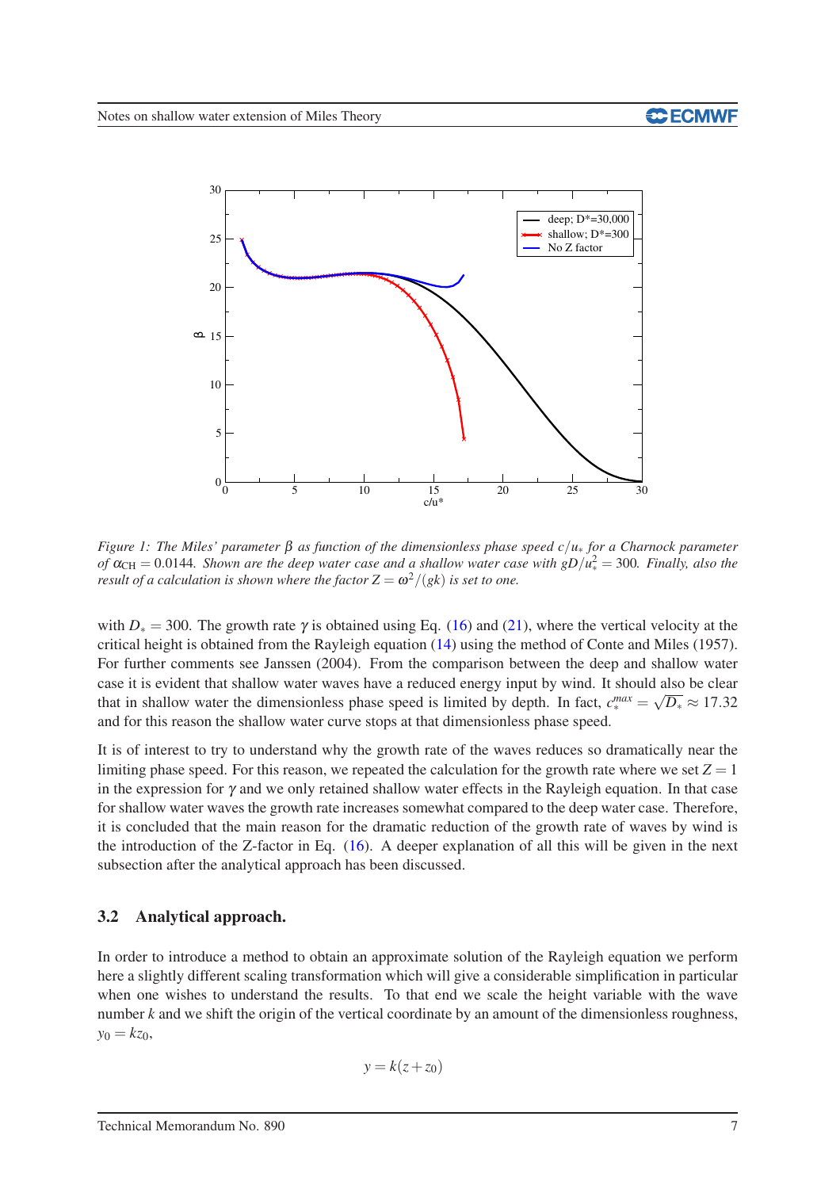Figure 1: The Miles' parameter $\beta$ as function of the dimensionless phase speed $c/u_*$ for a Charnock parameter of $\alpha_{CH} = 0.0144$. Shown are the deep water case and a shallow water case with $gD/u_*^2 = 300$. Finally, also the result of a calculation is shown where the factor $Z = \omega^2/(gk)$ is set to one.

with $D_* = 300$. The growth rate $\gamma$ is obtained using Eq. (16) and (21), where the vertical velocity at the critical height is obtained from the Rayleigh equation (14) using the method of Conte and Miles (1957). For further comments see Janssen (2004). From the comparison between the deep and shallow water case it is evident that shallow water waves have a reduced energy input by wind. It should also be clear that in shallow water the dimensionless phase speed is limited by depth. In fact, $c_*^{max} = \sqrt{D_*} \approx 17.32$ and for this reason the shallow water curve stops at that dimensionless phase speed.

It is of interest to try to understand why the growth rate of the waves reduces so dramatically near the limiting phase speed. For this reason, we repeated the calculation for the growth rate where we set $Z = 1$ in the expression for $\gamma$ and we only retained shallow water effects in the Rayleigh equation. In that case for shallow water waves the growth rate increases somewhat compared to the deep water case. Therefore, it is concluded that the main reason for the dramatic reduction of the growth rate of waves by wind is the introduction of the Z-factor in Eq. (16). A deeper explanation of all this will be given in the next subsection after the analytical approach has been discussed.

### 3.2 Analytical approach.

In order to introduce a method to obtain an approximate solution of the Rayleigh equation we perform here a slightly different scaling transformation which will give a considerable simplification in particular when one wishes to understand the results. To that end we scale the height variable with the wave number $k$ and we shift the origin of the vertical coordinate by an amount of the dimensionless roughness, $y_0 = kz_0$,

$$y = k(z + z_0)$$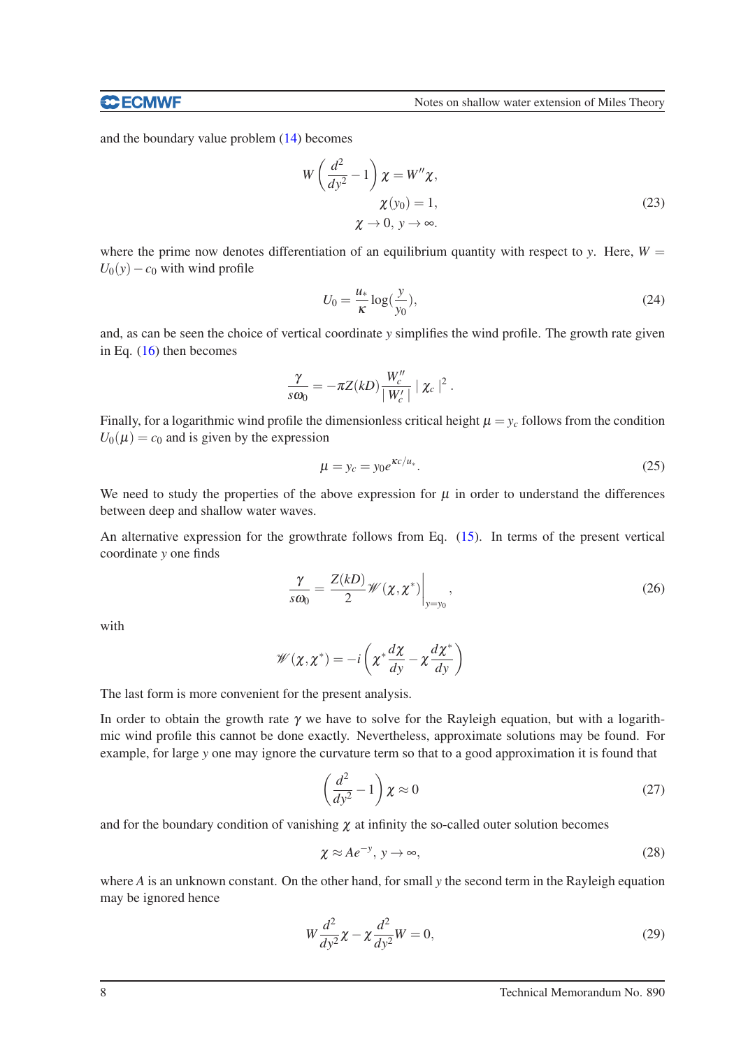and the boundary value problem (14) becomes

$$
\begin{aligned}
W\left(\frac{d^2}{dy^2}-1\right)\chi &= W''\chi, \\
\chi(y_0) &= 1, \\
\chi \to 0,\ y &\to \infty.
\end{aligned}
\tag{23}
$$

where the prime now denotes differentiation of an equilibrium quantity with respect to $y$. Here, $W = U_0(y) - c_0$ with wind profile

$$
U_0 = \frac{u_*}{\kappa}\log(\frac{y}{y_0}),
\tag{24}
$$

and, as can be seen the choice of vertical coordinate $y$ simplifies the wind profile. The growth rate given in Eq. (16) then becomes

$$
\frac{\gamma}{s\omega_0} = -\pi Z(kD)\frac{W_c''}{\mid W_c' \mid} \mid \chi_c \mid^2 .
$$

Finally, for a logarithmic wind profile the dimensionless critical height $\mu = y_c$ follows from the condition $U_0(\mu) = c_0$ and is given by the expression

$$
\mu = y_c = y_0 e^{\kappa c/u_*}.
\tag{25}
$$

We need to study the properties of the above expression for $\mu$ in order to understand the differences between deep and shallow water waves.

An alternative expression for the growthrate follows from Eq. (15). In terms of the present vertical coordinate $y$ one finds

$$
\frac{\gamma}{s\omega_0} = \frac{Z(kD)}{2}\mathscr{W}(\chi,\chi^*)\Big|_{y=y_0},
\tag{26}
$$

with

$$
\mathscr{W}(\chi,\chi^*) = -i\left(\chi^*\frac{d\chi}{dy} - \chi\frac{d\chi^*}{dy}\right)
$$

The last form is more convenient for the present analysis.

In order to obtain the growth rate $\gamma$ we have to solve for the Rayleigh equation, but with a logarithmic wind profile this cannot be done exactly. Nevertheless, approximate solutions may be found. For example, for large $y$ one may ignore the curvature term so that to a good approximation it is found that

$$
\left(\frac{d^2}{dy^2}-1\right)\chi \approx 0
\tag{27}
$$

and for the boundary condition of vanishing $\chi$ at infinity the so-called outer solution becomes

$$
\chi \approx Ae^{-y},\ y \to \infty,
\tag{28}
$$

where $A$ is an unknown constant. On the other hand, for small $y$ the second term in the Rayleigh equation may be ignored hence

$$
W\frac{d^2}{dy^2}\chi - \chi\frac{d^2}{dy^2}W = 0,
\tag{29}
$$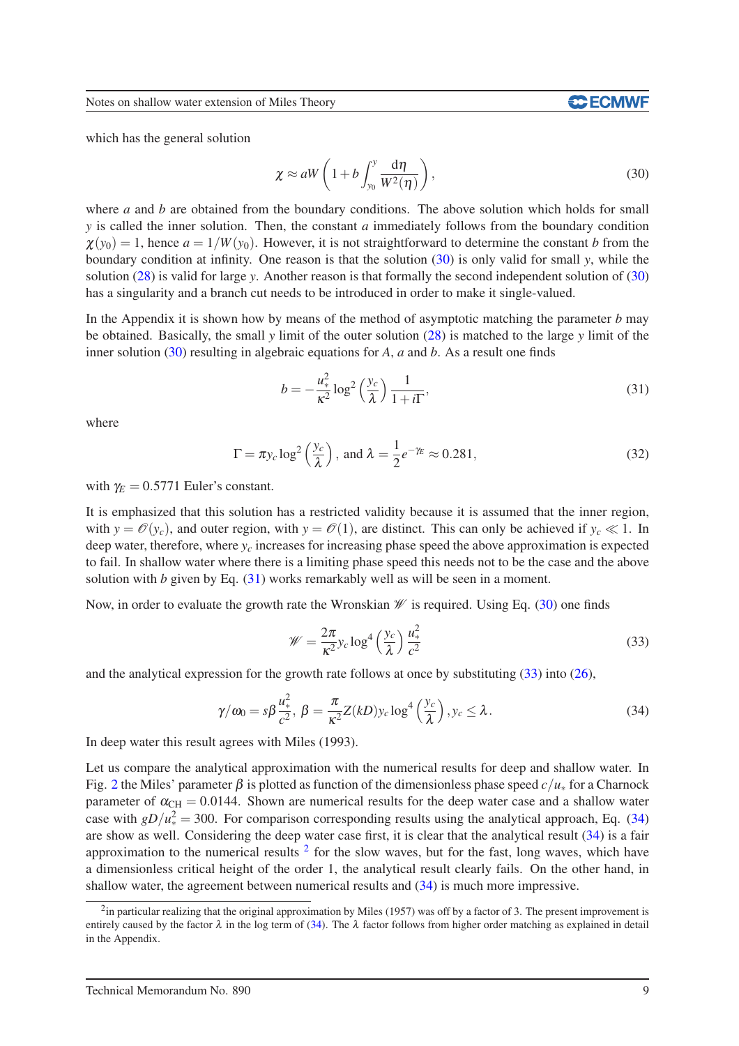which has the general solution

$$\chi \approx aW\left(1+b\int_{y_0}^{y}\frac{\mathrm{d}\eta}{W^2(\eta)}\right), \tag{30}$$

where $a$ and $b$ are obtained from the boundary conditions. The above solution which holds for small $y$ is called the inner solution. Then, the constant $a$ immediately follows from the boundary condition $\chi(y_0)=1$, hence $a=1/W(y_0)$. However, it is not straightforward to determine the constant $b$ from the boundary condition at infinity. One reason is that the solution (30) is only valid for small $y$, while the solution (28) is valid for large $y$. Another reason is that formally the second independent solution of (30) has a singularity and a branch cut needs to be introduced in order to make it single-valued.

In the Appendix it is shown how by means of the method of asymptotic matching the parameter $b$ may be obtained. Basically, the small $y$ limit of the outer solution (28) is matched to the large $y$ limit of the inner solution (30) resulting in algebraic equations for $A$, $a$ and $b$. As a result one finds

$$b=-\frac{u_*^2}{\kappa^2}\log^2\left(\frac{y_c}{\lambda}\right)\frac{1}{1+i\Gamma}, \tag{31}$$

where

$$\Gamma=\pi y_c\log^2\left(\frac{y_c}{\lambda}\right),\ \text{and}\ \lambda=\frac{1}{2}e^{-\gamma_E}\approx 0.281, \tag{32}$$

with $\gamma_E=0.5771$ Euler's constant.

It is emphasized that this solution has a restricted validity because it is assumed that the inner region, with $y=\mathscr{O}(y_c)$, and outer region, with $y=\mathscr{O}(1)$, are distinct. This can only be achieved if $y_c \ll 1$. In deep water, therefore, where $y_c$ increases for increasing phase speed the above approximation is expected to fail. In shallow water where there is a limiting phase speed this needs not to be the case and the above solution with $b$ given by Eq. (31) works remarkably well as will be seen in a moment.

Now, in order to evaluate the growth rate the Wronskian $\mathscr{W}$ is required. Using Eq. (30) one finds

$$\mathscr{W}=\frac{2\pi}{\kappa^2}y_c\log^4\left(\frac{y_c}{\lambda}\right)\frac{u_*^2}{c^2} \tag{33}$$

and the analytical expression for the growth rate follows at once by substituting (33) into (26),

$$\gamma/\omega_0=s\beta\frac{u_*^2}{c^2},\ \beta=\frac{\pi}{\kappa^2}Z(kD)y_c\log^4\left(\frac{y_c}{\lambda}\right), y_c\leq\lambda. \tag{34}$$

In deep water this result agrees with Miles (1993).

Let us compare the analytical approximation with the numerical results for deep and shallow water. In Fig. 2 the Miles' parameter $\beta$ is plotted as function of the dimensionless phase speed $c/u_*$ for a Charnock parameter of $\alpha_{\mathrm{CH}}=0.0144$. Shown are numerical results for the deep water case and a shallow water case with $gD/u_*^2=300$. For comparison corresponding results using the analytical approach, Eq. (34) are show as well. Considering the deep water case first, it is clear that the analytical result (34) is a fair approximation to the numerical results [2] for the slow waves, but for the fast, long waves, which have a dimensionless critical height of the order 1, the analytical result clearly fails. On the other hand, in shallow water, the agreement between numerical results and (34) is much more impressive.

[2] in particular realizing that the original approximation by Miles (1957) was off by a factor of 3. The present improvement is entirely caused by the factor $\lambda$ in the log term of (34). The $\lambda$ factor follows from higher order matching as explained in detail in the Appendix.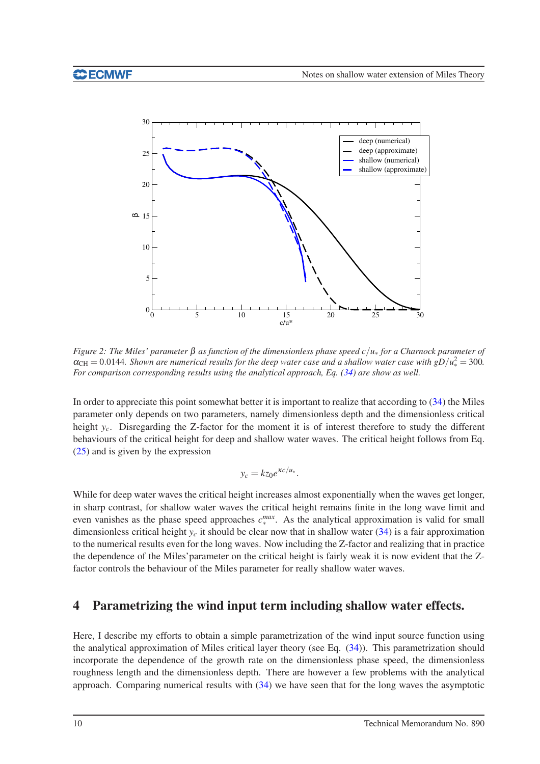*Figure 2: The Miles' parameter $\beta$ as function of the dimensionless phase speed $c/u_*$ for a Charnock parameter of $\alpha_{\mathrm{CH}} = 0.0144$. Shown are numerical results for the deep water case and a shallow water case with $gD/u_*^2 = 300$. For comparison corresponding results using the analytical approach, Eq. (34) are show as well.*

In order to appreciate this point somewhat better it is important to realize that according to (34) the Miles parameter only depends on two parameters, namely dimensionless depth and the dimensionless critical height $y_c$. Disregarding the Z-factor for the moment it is of interest therefore to study the different behaviours of the critical height for deep and shallow water waves. The critical height follows from Eq. (25) and is given by the expression

$$y_c = kz_0 e^{\kappa c/u_*}.$$

While for deep water waves the critical height increases almost exponentially when the waves get longer, in sharp contrast, for shallow water waves the critical height remains finite in the long wave limit and even vanishes as the phase speed approaches $c_*^{max}$. As the analytical approximation is valid for small dimensionless critical height $y_c$ it should be clear now that in shallow water (34) is a fair approximation to the numerical results even for the long waves. Now including the Z-factor and realizing that in practice the dependence of the Miles'parameter on the critical height is fairly weak it is now evident that the Z-factor controls the behaviour of the Miles parameter for really shallow water waves.

## 4 Parametrizing the wind input term including shallow water effects.

Here, I describe my efforts to obtain a simple parametrization of the wind input source function using the analytical approximation of Miles critical layer theory (see Eq. (34)). This parametrization should incorporate the dependence of the growth rate on the dimensionless phase speed, the dimensionless roughness length and the dimensionless depth. There are however a few problems with the analytical approach. Comparing numerical results with (34) we have seen that for the long waves the asymptotic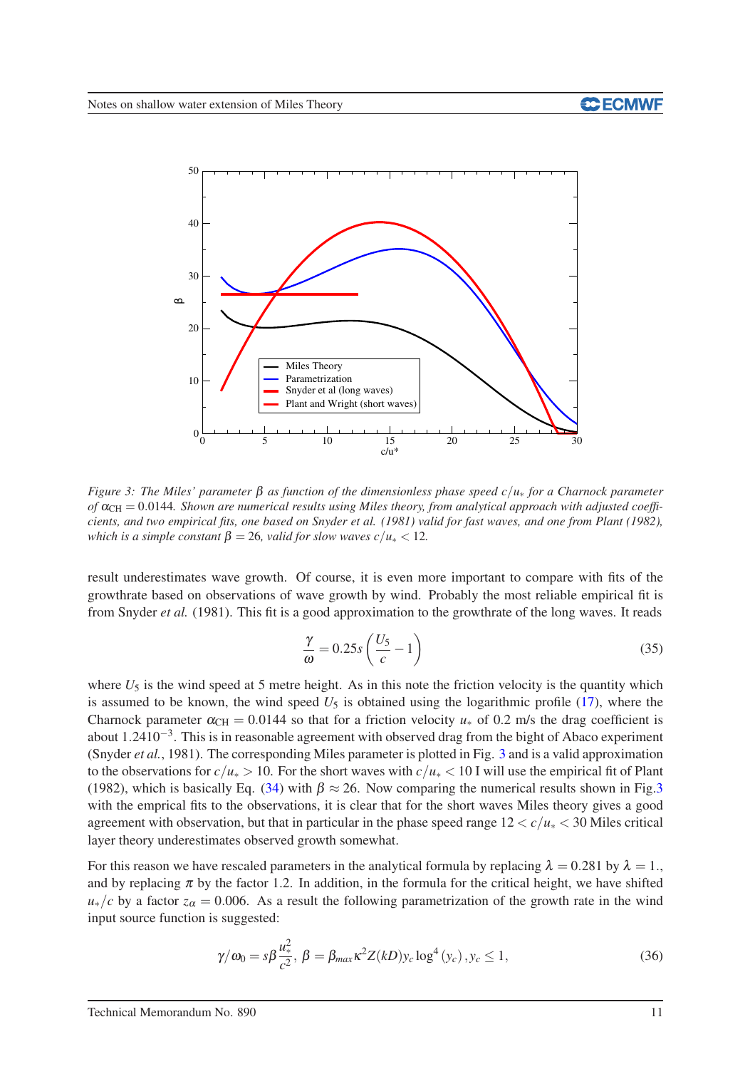Figure 3: The Miles' parameter $\beta$ as function of the dimensionless phase speed $c/u_*$ for a Charnock parameter of $\alpha_{\mathrm{CH}} = 0.0144$. Shown are numerical results using Miles theory, from analytical approach with adjusted coefficients, and two empirical fits, one based on Snyder et al. (1981) valid for fast waves, and one from Plant (1982), which is a simple constant $\beta = 26$, valid for slow waves $c/u_* < 12$.

result underestimates wave growth. Of course, it is even more important to compare with fits of the growthrate based on observations of wave growth by wind. Probably the most reliable empirical fit is from Snyder *et al.* (1981). This fit is a good approximation to the growthrate of the long waves. It reads

$$\frac{\gamma}{\omega} = 0.25s\left(\frac{U_5}{c} - 1\right) \tag{35}$$

where $U_5$ is the wind speed at 5 metre height. As in this note the friction velocity is the quantity which is assumed to be known, the wind speed $U_5$ is obtained using the logarithmic profile (17), where the Charnock parameter $\alpha_{\mathrm{CH}} = 0.0144$ so that for a friction velocity $u_*$ of 0.2 m/s the drag coefficient is about $1.2410^{-3}$. This is in reasonable agreement with observed drag from the bight of Abaco experiment (Snyder *et al.*, 1981). The corresponding Miles parameter is plotted in Fig. 3 and is a valid approximation to the observations for $c/u_* > 10$. For the short waves with $c/u_* < 10$ I will use the empirical fit of Plant (1982), which is basically Eq. (34) with $\beta \approx 26$. Now comparing the numerical results shown in Fig.3 with the emprical fits to the observations, it is clear that for the short waves Miles theory gives a good agreement with observation, but that in particular in the phase speed range $12 < c/u_* < 30$ Miles critical layer theory underestimates observed growth somewhat.

For this reason we have rescaled parameters in the analytical formula by replacing $\lambda = 0.281$ by $\lambda = 1.$, and by replacing $\pi$ by the factor 1.2. In addition, in the formula for the critical height, we have shifted $u_*/c$ by a factor $z_\alpha = 0.006$. As a result the following parametrization of the growth rate in the wind input source function is suggested:

$$\gamma/\omega_0 = s\beta\frac{u_*^2}{c^2},\ \beta = \beta_{max}\kappa^2 Z(kD) y_c \log^4(y_c), y_c \leq 1, \tag{36}$$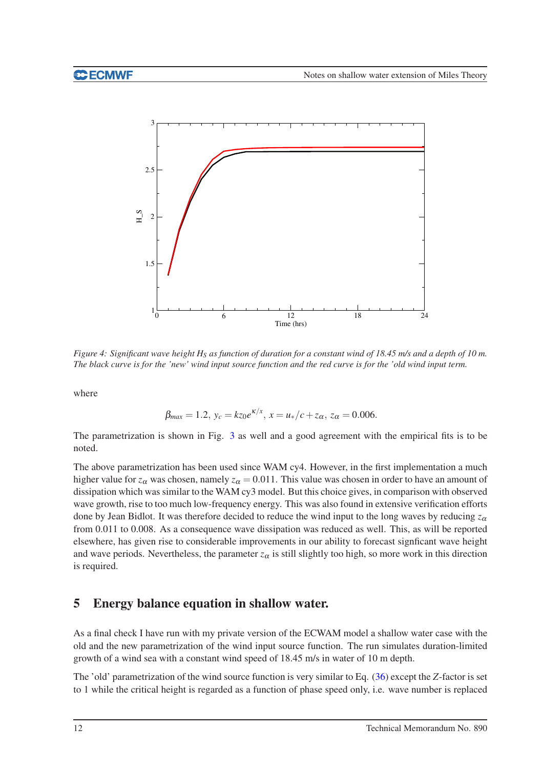Figure 4: Significant wave height $H_S$ as function of duration for a constant wind of 18.45 m/s and a depth of 10 m. The black curve is for the 'new' wind input source function and the red curve is for the 'old wind input term.

where

$$\beta_{max} = 1.2,\ y_c = kz_0 e^{\kappa/x},\ x = u_*/c + z_\alpha,\ z_\alpha = 0.006.$$

The parametrization is shown in Fig. 3 as well and a good agreement with the empirical fits is to be noted.

The above parametrization has been used since WAM cy4. However, in the first implementation a much higher value for $z_\alpha$ was chosen, namely $z_\alpha = 0.011$. This value was chosen in order to have an amount of dissipation which was similar to the WAM cy3 model. But this choice gives, in comparison with observed wave growth, rise to too much low-frequency energy. This was also found in extensive verification efforts done by Jean Bidlot. It was therefore decided to reduce the wind input to the long waves by reducing $z_\alpha$ from 0.011 to 0.008. As a consequence wave dissipation was reduced as well. This, as will be reported elsewhere, has given rise to considerable improvements in our ability to forecast signficant wave height and wave periods. Nevertheless, the parameter $z_\alpha$ is still slightly too high, so more work in this direction is required.

## 5 Energy balance equation in shallow water.

As a final check I have run with my private version of the ECWAM model a shallow water case with the old and the new parametrization of the wind input source function. The run simulates duration-limited growth of a wind sea with a constant wind speed of 18.45 m/s in water of 10 m depth.

The 'old' parametrization of the wind source function is very similar to Eq. (36) except the $Z$-factor is set to 1 while the critical height is regarded as a function of phase speed only, i.e. wave number is replaced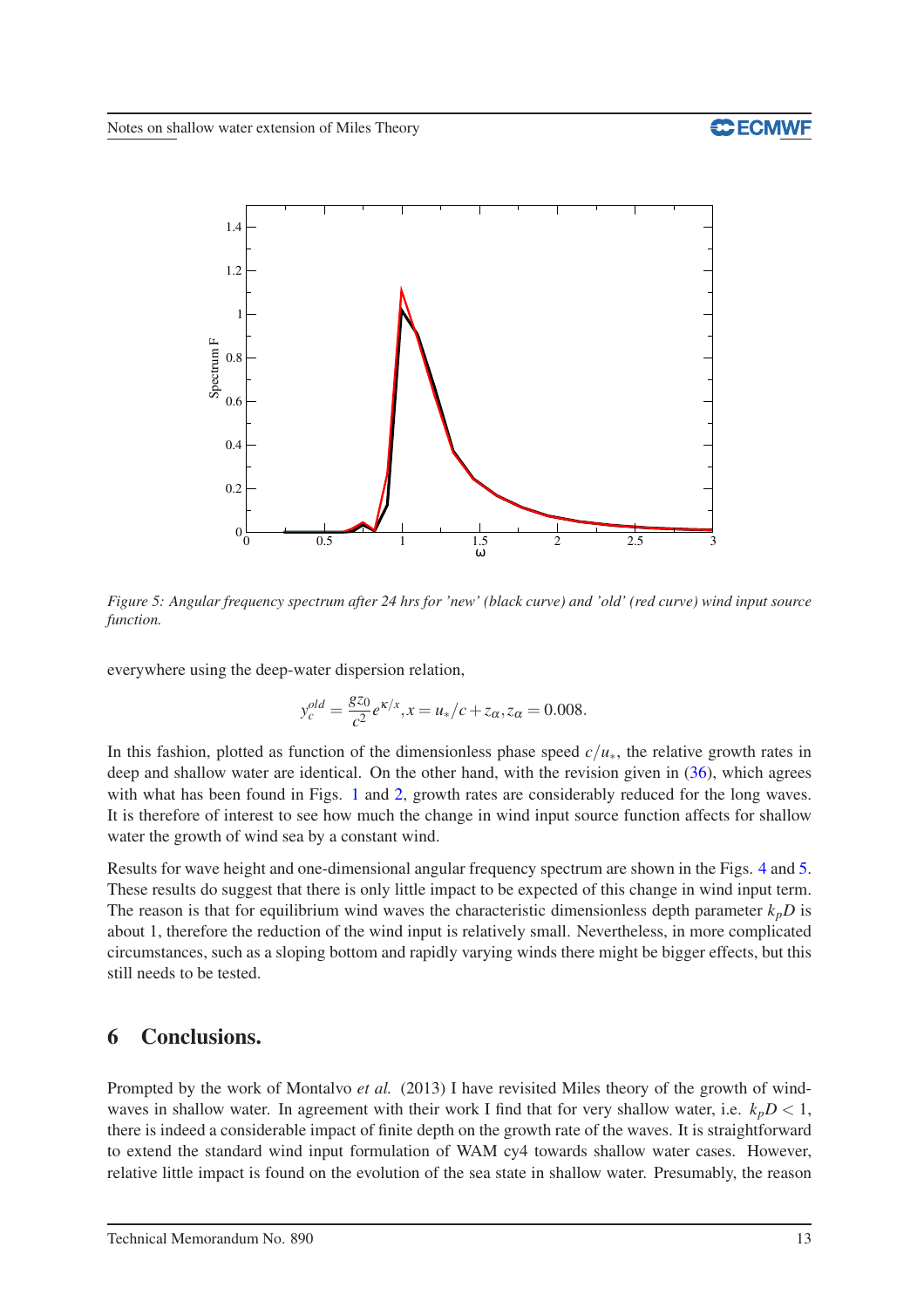Figure 5: Angular frequency spectrum after 24 hrs for 'new' (black curve) and 'old' (red curve) wind input source function.

everywhere using the deep-water dispersion relation,

$$y_c^{old} = \frac{gz_0}{c^2} e^{\kappa/x}, x = u_*/c + z_\alpha, z_\alpha = 0.008.$$

In this fashion, plotted as function of the dimensionless phase speed $c/u_*$, the relative growth rates in deep and shallow water are identical. On the other hand, with the revision given in (36), which agrees with what has been found in Figs. 1 and 2, growth rates are considerably reduced for the long waves. It is therefore of interest to see how much the change in wind input source function affects for shallow water the growth of wind sea by a constant wind.

Results for wave height and one-dimensional angular frequency spectrum are shown in the Figs. 4 and 5. These results do suggest that there is only little impact to be expected of this change in wind input term. The reason is that for equilibrium wind waves the characteristic dimensionless depth parameter $k_pD$ is about 1, therefore the reduction of the wind input is relatively small. Nevertheless, in more complicated circumstances, such as a sloping bottom and rapidly varying winds there might be bigger effects, but this still needs to be tested.

## 6 Conclusions.

Prompted by the work of Montalvo *et al.* (2013) I have revisited Miles theory of the growth of wind-waves in shallow water. In agreement with their work I find that for very shallow water, i.e. $k_pD < 1$, there is indeed a considerable impact of finite depth on the growth rate of the waves. It is straightforward to extend the standard wind input formulation of WAM cy4 towards shallow water cases. However, relative little impact is found on the evolution of the sea state in shallow water. Presumably, the reason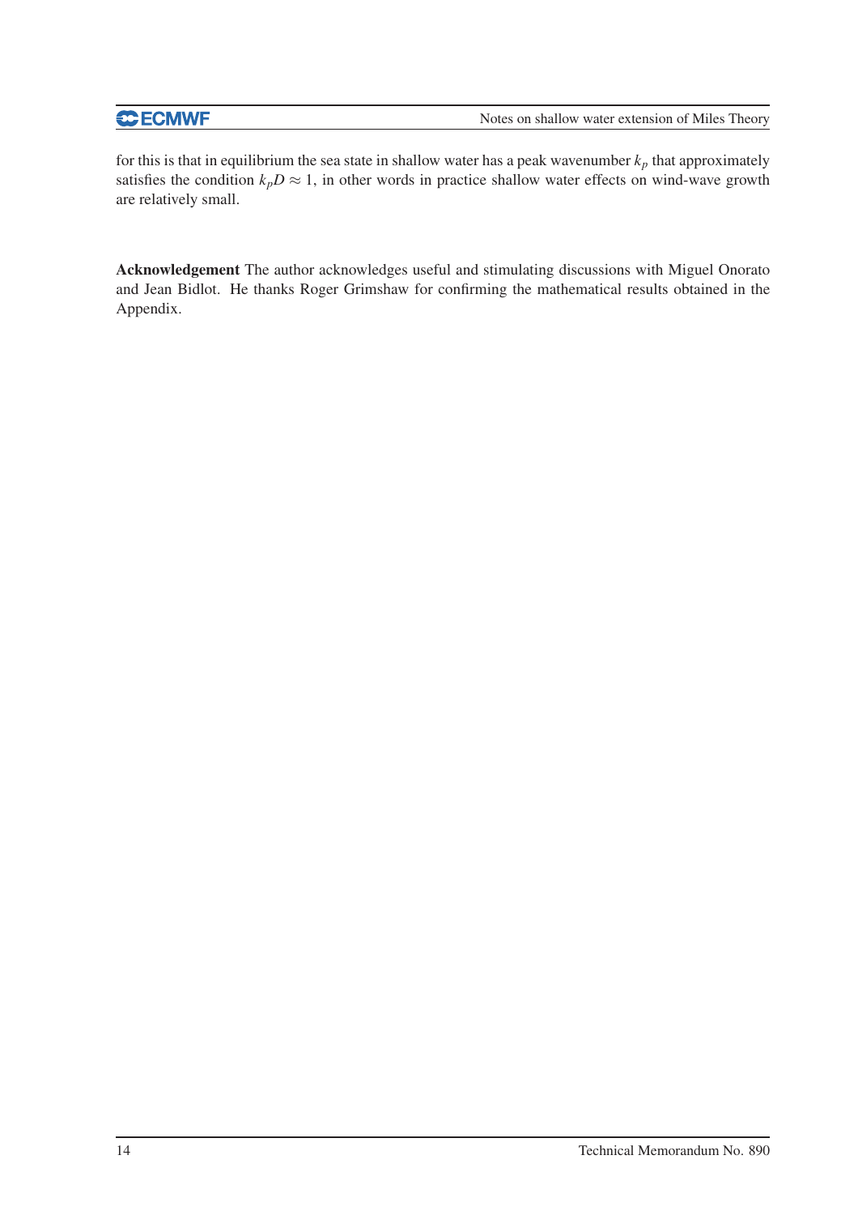for this is that in equilibrium the sea state in shallow water has a peak wavenumber $k_p$ that approximately satisfies the condition $k_pD \approx 1$, in other words in practice shallow water effects on wind-wave growth are relatively small.

**Acknowledgement** The author acknowledges useful and stimulating discussions with Miguel Onorato and Jean Bidlot. He thanks Roger Grimshaw for confirming the mathematical results obtained in the Appendix.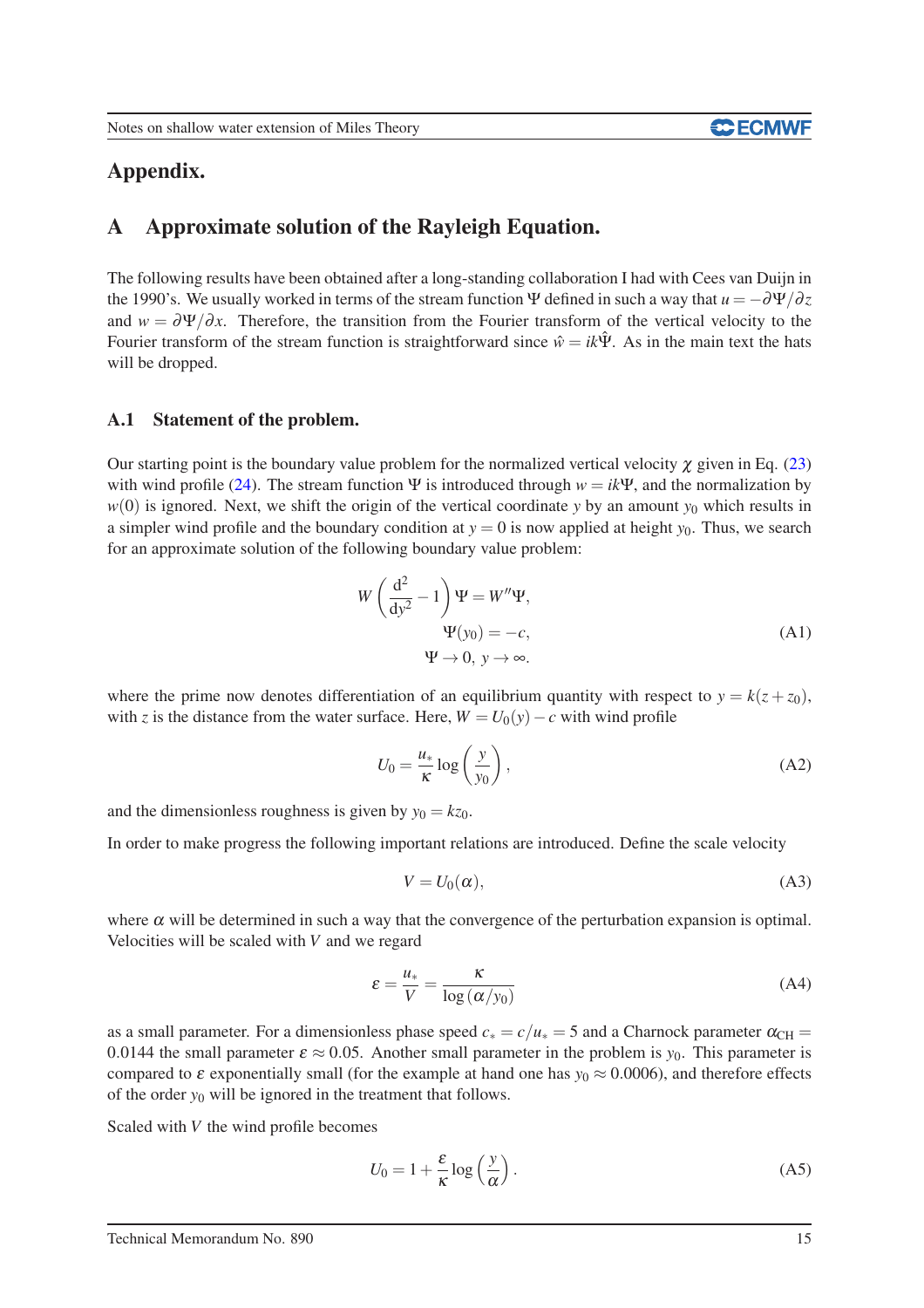# Appendix.

## A Approximate solution of the Rayleigh Equation.

The following results have been obtained after a long-standing collaboration I had with Cees van Duijn in the 1990's. We usually worked in terms of the stream function $\Psi$ defined in such a way that $u = -\partial\Psi/\partial z$ and $w = \partial\Psi/\partial x$. Therefore, the transition from the Fourier transform of the vertical velocity to the Fourier transform of the stream function is straightforward since $\hat{w} = ik\hat{\Psi}$. As in the main text the hats will be dropped.

### A.1 Statement of the problem.

Our starting point is the boundary value problem for the normalized vertical velocity $\chi$ given in Eq. (23) with wind profile (24). The stream function $\Psi$ is introduced through $w = ik\Psi$, and the normalization by $w(0)$ is ignored. Next, we shift the origin of the vertical coordinate $y$ by an amount $y_0$ which results in a simpler wind profile and the boundary condition at $y = 0$ is now applied at height $y_0$. Thus, we search for an approximate solution of the following boundary value problem:

$$
\begin{aligned}
W\left(\frac{\mathrm{d}^2}{\mathrm{d}y^2} - 1\right)\Psi &= W''\Psi, \\
\Psi(y_0) &= -c, \\
\Psi \to 0,\ y &\to \infty.
\end{aligned}
\tag{A1}
$$

where the prime now denotes differentiation of an equilibrium quantity with respect to $y = k(z + z_0)$, with $z$ is the distance from the water surface. Here, $W = U_0(y) - c$ with wind profile

$$
U_0 = \frac{u_*}{\kappa}\log\left(\frac{y}{y_0}\right),
\tag{A2}
$$

and the dimensionless roughness is given by $y_0 = kz_0$.

In order to make progress the following important relations are introduced. Define the scale velocity

$$
V = U_0(\alpha),
\tag{A3}
$$

where $\alpha$ will be determined in such a way that the convergence of the perturbation expansion is optimal. Velocities will be scaled with $V$ and we regard

$$
\varepsilon = \frac{u_*}{V} = \frac{\kappa}{\log\left(\alpha/y_0\right)}
\tag{A4}
$$

as a small parameter. For a dimensionless phase speed $c_* = c/u_* = 5$ and a Charnock parameter $\alpha_{CH} = 0.0144$ the small parameter $\varepsilon \approx 0.05$. Another small parameter in the problem is $y_0$. This parameter is compared to $\varepsilon$ exponentially small (for the example at hand one has $y_0 \approx 0.0006$), and therefore effects of the order $y_0$ will be ignored in the treatment that follows.

Scaled with $V$ the wind profile becomes

$$
U_0 = 1 + \frac{\varepsilon}{\kappa}\log\left(\frac{y}{\alpha}\right).
\tag{A5}
$$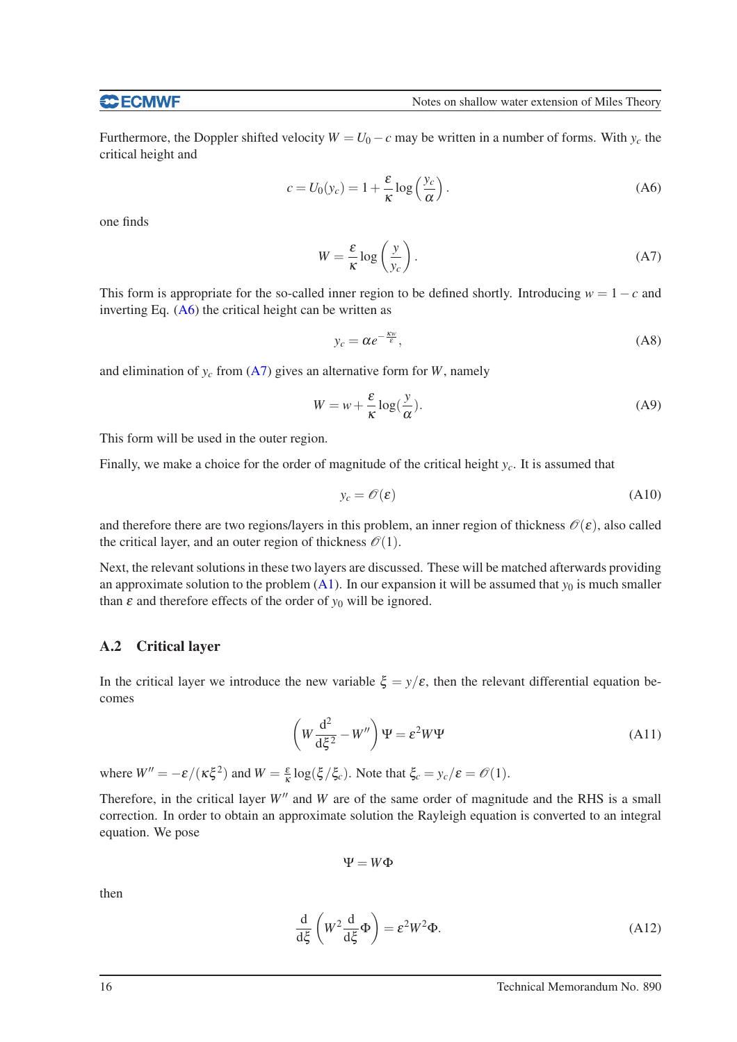Furthermore, the Doppler shifted velocity $W = U_0 - c$ may be written in a number of forms. With $y_c$ the critical height and

$$c = U_0(y_c) = 1 + \frac{\varepsilon}{\kappa} \log\left(\frac{y_c}{\alpha}\right). \tag{A6}$$

one finds

$$W = \frac{\varepsilon}{\kappa} \log\left(\frac{y}{y_c}\right). \tag{A7}$$

This form is appropriate for the so-called inner region to be defined shortly. Introducing $w = 1 - c$ and inverting Eq. (A6) the critical height can be written as

$$y_c = \alpha e^{-\frac{\kappa w}{\varepsilon}}, \tag{A8}$$

and elimination of $y_c$ from (A7) gives an alternative form for $W$, namely

$$W = w + \frac{\varepsilon}{\kappa} \log(\frac{y}{\alpha}). \tag{A9}$$

This form will be used in the outer region.

Finally, we make a choice for the order of magnitude of the critical height $y_c$. It is assumed that

$$y_c = \mathscr{O}(\varepsilon) \tag{A10}$$

and therefore there are two regions/layers in this problem, an inner region of thickness $\mathscr{O}(\varepsilon)$, also called the critical layer, and an outer region of thickness $\mathscr{O}(1)$.

Next, the relevant solutions in these two layers are discussed. These will be matched afterwards providing an approximate solution to the problem (A1). In our expansion it will be assumed that $y_0$ is much smaller than $\varepsilon$ and therefore effects of the order of $y_0$ will be ignored.

## A.2 Critical layer

In the critical layer we introduce the new variable $\xi = y/\varepsilon$, then the relevant differential equation becomes

$$\left(W\frac{\mathrm{d}^2}{\mathrm{d}\xi^2} - W''\right)\Psi = \varepsilon^2 W\Psi \tag{A11}$$

where $W'' = -\varepsilon/(\kappa\xi^2)$ and $W = \frac{\varepsilon}{\kappa}\log(\xi/\xi_c)$. Note that $\xi_c = y_c/\varepsilon = \mathscr{O}(1)$.

Therefore, in the critical layer $W''$ and $W$ are of the same order of magnitude and the RHS is a small correction. In order to obtain an approximate solution the Rayleigh equation is converted to an integral equation. We pose

$$\Psi = W\Phi$$

then

$$\frac{\mathrm{d}}{\mathrm{d}\xi}\left(W^2\frac{\mathrm{d}}{\mathrm{d}\xi}\Phi\right) = \varepsilon^2 W^2\Phi. \tag{A12}$$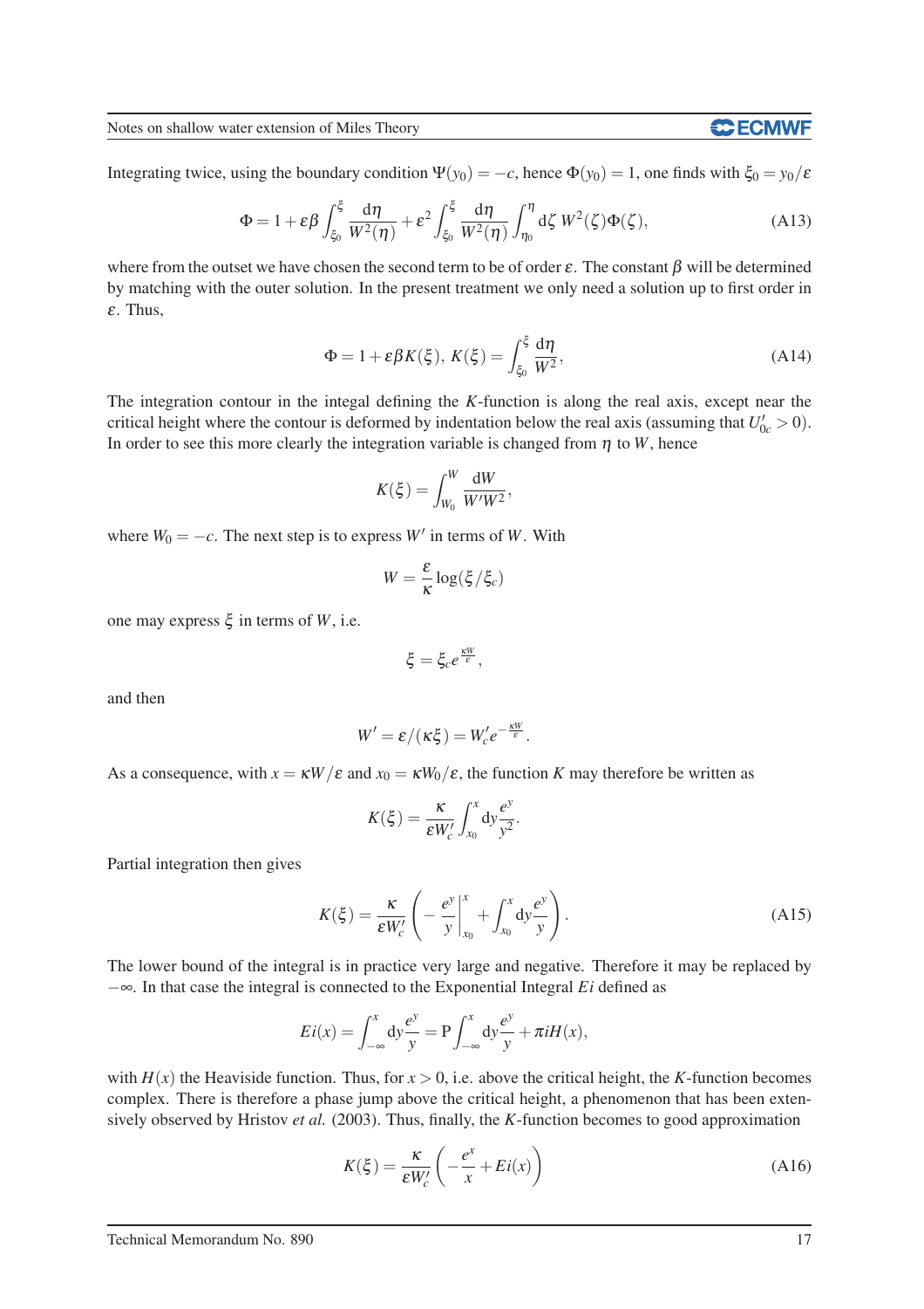Integrating twice, using the boundary condition $\Psi(y_0) = -c$, hence $\Phi(y_0) = 1$, one finds with $\xi_0 = y_0/\varepsilon$

$$\Phi = 1 + \varepsilon\beta \int_{\xi_0}^{\xi} \frac{\mathrm{d}\eta}{W^2(\eta)} + \varepsilon^2 \int_{\xi_0}^{\xi} \frac{\mathrm{d}\eta}{W^2(\eta)} \int_{\eta_0}^{\eta} \mathrm{d}\zeta\, W^2(\zeta)\Phi(\zeta), \tag{A13}$$

where from the outset we have chosen the second term to be of order $\varepsilon$. The constant $\beta$ will be determined by matching with the outer solution. In the present treatment we only need a solution up to first order in $\varepsilon$. Thus,

$$\Phi = 1 + \varepsilon\beta K(\xi),\; K(\xi) = \int_{\xi_0}^{\xi} \frac{\mathrm{d}\eta}{W^2}, \tag{A14}$$

The integration contour in the integal defining the $K$-function is along the real axis, except near the critical height where the contour is deformed by indentation below the real axis (assuming that $U'_{0c} > 0$). In order to see this more clearly the integration variable is changed from $\eta$ to $W$, hence

$$K(\xi) = \int_{W_0}^{W} \frac{\mathrm{d}W}{W'W^2},$$

where $W_0 = -c$. The next step is to express $W'$ in terms of $W$. With

$$W = \frac{\varepsilon}{\kappa} \log(\xi/\xi_c)$$

one may express $\xi$ in terms of $W$, i.e.

$$\xi = \xi_c e^{\frac{\kappa W}{\varepsilon}},$$

and then

$$W' = \varepsilon/(\kappa\xi) = W'_c e^{-\frac{\kappa W}{\varepsilon}}.$$

As a consequence, with $x = \kappa W/\varepsilon$ and $x_0 = \kappa W_0/\varepsilon$, the function $K$ may therefore be written as

$$K(\xi) = \frac{\kappa}{\varepsilon W'_c} \int_{x_0}^{x} \mathrm{d}y \frac{e^y}{y^2}.$$

Partial integration then gives

$$K(\xi) = \frac{\kappa}{\varepsilon W'_c} \left( -\left.\frac{e^y}{y}\right|_{x_0}^{x} + \int_{x_0}^{x} \mathrm{d}y \frac{e^y}{y} \right). \tag{A15}$$

The lower bound of the integral is in practice very large and negative. Therefore it may be replaced by $-\infty$. In that case the integral is connected to the Exponential Integral $Ei$ defined as

$$Ei(x) = \int_{-\infty}^{x} \mathrm{d}y \frac{e^y}{y} = \mathrm{P} \int_{-\infty}^{x} \mathrm{d}y \frac{e^y}{y} + \pi i H(x),$$

with $H(x)$ the Heaviside function. Thus, for $x > 0$, i.e. above the critical height, the $K$-function becomes complex. There is therefore a phase jump above the critical height, a phenomenon that has been extensively observed by Hristov *et al.* (2003). Thus, finally, the $K$-function becomes to good approximation

$$K(\xi) = \frac{\kappa}{\varepsilon W'_c} \left( -\frac{e^x}{x} + Ei(x) \right) \tag{A16}$$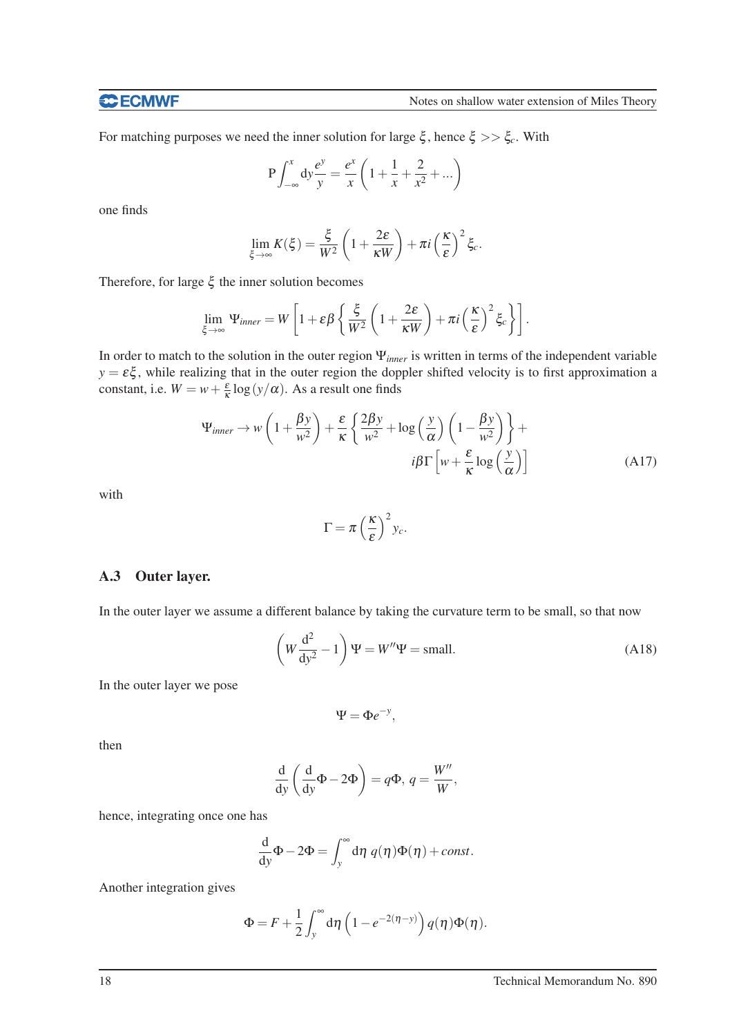For matching purposes we need the inner solution for large $\xi$, hence $\xi >> \xi_c$. With

$$\mathrm{P}\int_{-\infty}^{x} \mathrm{d}y \frac{e^y}{y} = \frac{e^x}{x}\left(1+\frac{1}{x}+\frac{2}{x^2}+...\right)$$

one finds

$$\lim_{\xi\to\infty} K(\xi) = \frac{\xi}{W^2}\left(1+\frac{2\varepsilon}{\kappa W}\right) + \pi i \left(\frac{\kappa}{\varepsilon}\right)^2 \xi_c.$$

Therefore, for large $\xi$ the inner solution becomes

$$\lim_{\xi\to\infty} \Psi_{inner} = W\left[1+\varepsilon\beta\left\{\frac{\xi}{W^2}\left(1+\frac{2\varepsilon}{\kappa W}\right)+\pi i\left(\frac{\kappa}{\varepsilon}\right)^2\xi_c\right\}\right].$$

In order to match to the solution in the outer region $\Psi_{inner}$ is written in terms of the independent variable $y = \varepsilon\xi$, while realizing that in the outer region the doppler shifted velocity is to first approximation a constant, i.e. $W = w + \frac{\varepsilon}{\kappa}\log(y/\alpha)$. As a result one finds

$$\Psi_{inner} \to w\left(1+\frac{\beta y}{w^2}\right) + \frac{\varepsilon}{\kappa}\left\{\frac{2\beta y}{w^2} + \log\left(\frac{y}{\alpha}\right)\left(1-\frac{\beta y}{w^2}\right)\right\} + i\beta\Gamma\left[w+\frac{\varepsilon}{\kappa}\log\left(\frac{y}{\alpha}\right)\right] \tag{A17}$$

with

$$\Gamma = \pi\left(\frac{\kappa}{\varepsilon}\right)^2 y_c.$$

### A.3 Outer layer.

In the outer layer we assume a different balance by taking the curvature term to be small, so that now

$$\left(W\frac{\mathrm{d}^2}{\mathrm{d}y^2}-1\right)\Psi = W''\Psi = \text{small}. \tag{A18}$$

In the outer layer we pose

$$\Psi = \Phi e^{-y},$$

then

$$\frac{\mathrm{d}}{\mathrm{d}y}\left(\frac{\mathrm{d}}{\mathrm{d}y}\Phi - 2\Phi\right) = q\Phi,\ q = \frac{W''}{W},$$

hence, integrating once one has

$$\frac{\mathrm{d}}{\mathrm{d}y}\Phi - 2\Phi = \int_y^{\infty} \mathrm{d}\eta\ q(\eta)\Phi(\eta) + const.$$

Another integration gives

$$\Phi = F + \frac{1}{2}\int_y^{\infty}\mathrm{d}\eta\left(1-e^{-2(\eta-y)}\right)q(\eta)\Phi(\eta).$$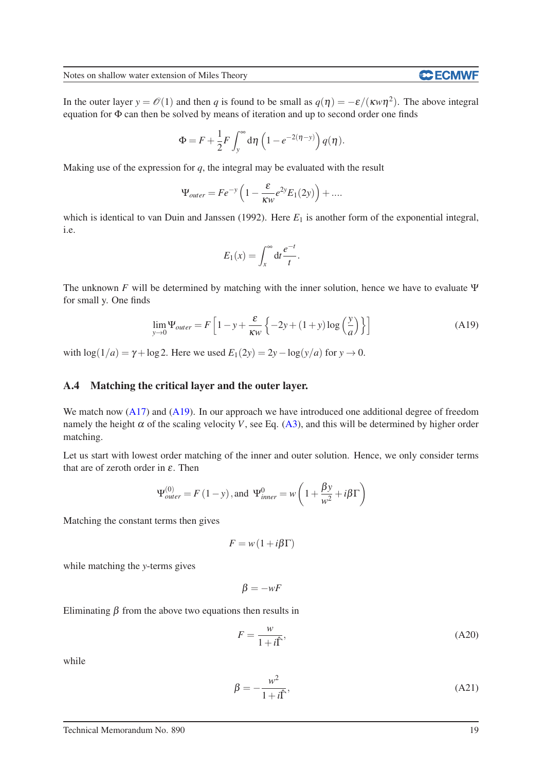In the outer layer $y = \mathscr{O}(1)$ and then $q$ is found to be small as $q(\eta) = -\varepsilon/(\kappa w \eta^2)$. The above integral equation for $\Phi$ can then be solved by means of iteration and up to second order one finds

$$\Phi = F + \frac{1}{2} F \int_y^\infty \mathrm{d}\eta \left(1 - e^{-2(\eta - y)}\right) q(\eta).$$

Making use of the expression for $q$, the integral may be evaluated with the result

$$\Psi_{outer} = F e^{-y} \left(1 - \frac{\varepsilon}{\kappa w} e^{2y} E_1(2y)\right) + \ldots.$$

which is identical to van Duin and Janssen (1992). Here $E_1$ is another form of the exponential integral, i.e.

$$E_1(x) = \int_x^\infty \mathrm{d}t \frac{e^{-t}}{t}.$$

The unknown $F$ will be determined by matching with the inner solution, hence we have to evaluate $\Psi$ for small y. One finds

$$\lim_{y \to 0} \Psi_{outer} = F \left[1 - y + \frac{\varepsilon}{\kappa w} \left\{-2y + (1+y) \log\left(\frac{y}{a}\right)\right\}\right] \tag{A19}$$

with $\log(1/a) = \gamma + \log 2$. Here we used $E_1(2y) = 2y - \log(y/a)$ for $y \to 0$.

## A.4 Matching the critical layer and the outer layer.

We match now (A17) and (A19). In our approach we have introduced one additional degree of freedom namely the height $\alpha$ of the scaling velocity $V$, see Eq. (A3), and this will be determined by higher order matching.

Let us start with lowest order matching of the inner and outer solution. Hence, we only consider terms that are of zeroth order in $\varepsilon$. Then

$$\Psi^{(0)}_{outer} = F(1-y), \text{and } \Psi^{0}_{inner} = w\left(1 + \frac{\beta y}{w^2} + i\beta\Gamma\right)$$

Matching the constant terms then gives

$$F = w(1 + i\beta\Gamma)$$

while matching the $y$-terms gives

$$\beta = -wF$$

Eliminating $\beta$ from the above two equations then results in

$$F = \frac{w}{1 + i\hat{\Gamma}}, \tag{A20}$$

while

$$\beta = -\frac{w^2}{1 + i\hat{\Gamma}}, \tag{A21}$$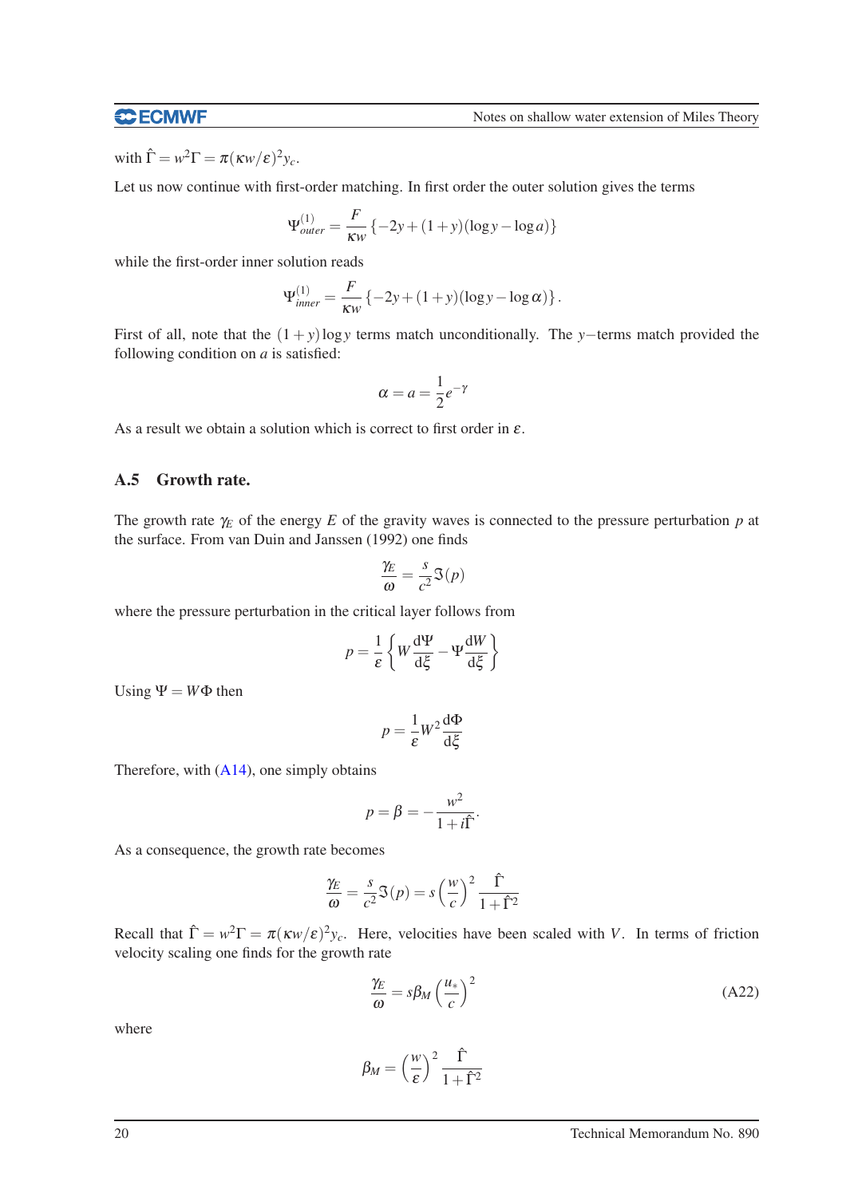with $\hat{\Gamma} = w^2\Gamma = \pi(\kappa w/\varepsilon)^2 y_c$.

Let us now continue with first-order matching. In first order the outer solution gives the terms

$$\Psi^{(1)}_{outer} = \frac{F}{\kappa w}\left\{-2y + (1+y)(\log y - \log a)\right\}$$

while the first-order inner solution reads

$$\Psi^{(1)}_{inner} = \frac{F}{\kappa w}\left\{-2y + (1+y)(\log y - \log \alpha)\right\}.$$

First of all, note that the $(1+y)\log y$ terms match unconditionally. The $y-$terms match provided the following condition on $a$ is satisfied:

$$\alpha = a = \frac{1}{2}e^{-\gamma}$$

As a result we obtain a solution which is correct to first order in $\varepsilon$.

## A.5 Growth rate.

The growth rate $\gamma_E$ of the energy $E$ of the gravity waves is connected to the pressure perturbation $p$ at the surface. From van Duin and Janssen (1992) one finds

$$\frac{\gamma_E}{\omega} = \frac{s}{c^2}\Im(p)$$

where the pressure perturbation in the critical layer follows from

$$p = \frac{1}{\varepsilon}\left\{W\frac{\mathrm{d}\Psi}{\mathrm{d}\xi} - \Psi\frac{\mathrm{d}W}{\mathrm{d}\xi}\right\}$$

Using $\Psi = W\Phi$ then

$$p = \frac{1}{\varepsilon}W^2\frac{\mathrm{d}\Phi}{\mathrm{d}\xi}$$

Therefore, with (A14), one simply obtains

$$p = \beta = -\frac{w^2}{1+i\hat{\Gamma}}.$$

As a consequence, the growth rate becomes

$$\frac{\gamma_E}{\omega} = \frac{s}{c^2}\Im(p) = s\left(\frac{w}{c}\right)^2\frac{\hat{\Gamma}}{1+\hat{\Gamma}^2}$$

Recall that $\hat{\Gamma} = w^2\Gamma = \pi(\kappa w/\varepsilon)^2 y_c$. Here, velocities have been scaled with $V$. In terms of friction velocity scaling one finds for the growth rate

$$\frac{\gamma_E}{\omega} = s\beta_M\left(\frac{u_*}{c}\right)^2 \tag{A22}$$

where

$$\beta_M = \left(\frac{w}{\varepsilon}\right)^2\frac{\hat{\Gamma}}{1+\hat{\Gamma}^2}$$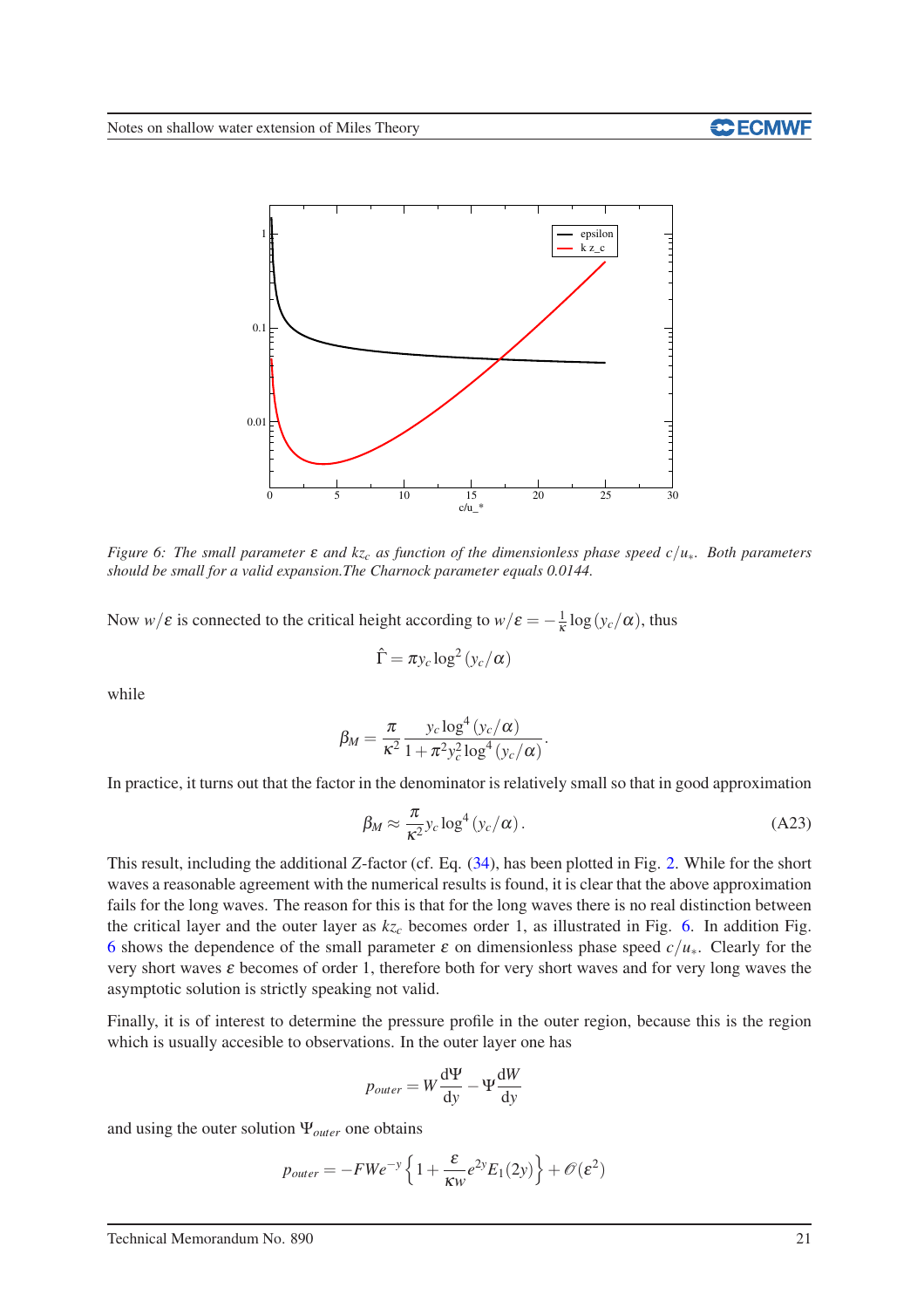Figure 6: The small parameter $\varepsilon$ and $kz_c$ as function of the dimensionless phase speed $c/u_*$. Both parameters should be small for a valid expansion.The Charnock parameter equals 0.0144.

Now $w/\varepsilon$ is connected to the critical height according to $w/\varepsilon = -\frac{1}{\kappa}\log(y_c/\alpha)$, thus

$$\hat{\Gamma} = \pi y_c \log^2(y_c/\alpha)$$

while

$$\beta_M = \frac{\pi}{\kappa^2}\frac{y_c \log^4(y_c/\alpha)}{1+\pi^2 y_c^2 \log^4(y_c/\alpha)}.$$

In practice, it turns out that the factor in the denominator is relatively small so that in good approximation

$$\beta_M \approx \frac{\pi}{\kappa^2} y_c \log^4(y_c/\alpha). \tag{A23}$$

This result, including the additional $Z$-factor (cf. Eq. (34), has been plotted in Fig. 2. While for the short waves a reasonable agreement with the numerical results is found, it is clear that the above approximation fails for the long waves. The reason for this is that for the long waves there is no real distinction between the critical layer and the outer layer as $kz_c$ becomes order 1, as illustrated in Fig. 6. In addition Fig. 6 shows the dependence of the small parameter $\varepsilon$ on dimensionless phase speed $c/u_*$. Clearly for the very short waves $\varepsilon$ becomes of order 1, therefore both for very short waves and for very long waves the asymptotic solution is strictly speaking not valid.

Finally, it is of interest to determine the pressure profile in the outer region, because this is the region which is usually accesible to observations. In the outer layer one has

$$p_{outer} = W\frac{\mathrm{d}\Psi}{\mathrm{d}y} - \Psi\frac{\mathrm{d}W}{\mathrm{d}y}$$

and using the outer solution $\Psi_{outer}$ one obtains

$$p_{outer} = -FWe^{-y}\left\{1+\frac{\varepsilon}{\kappa w}e^{2y}E_1(2y)\right\} + \mathcal{O}(\varepsilon^2)$$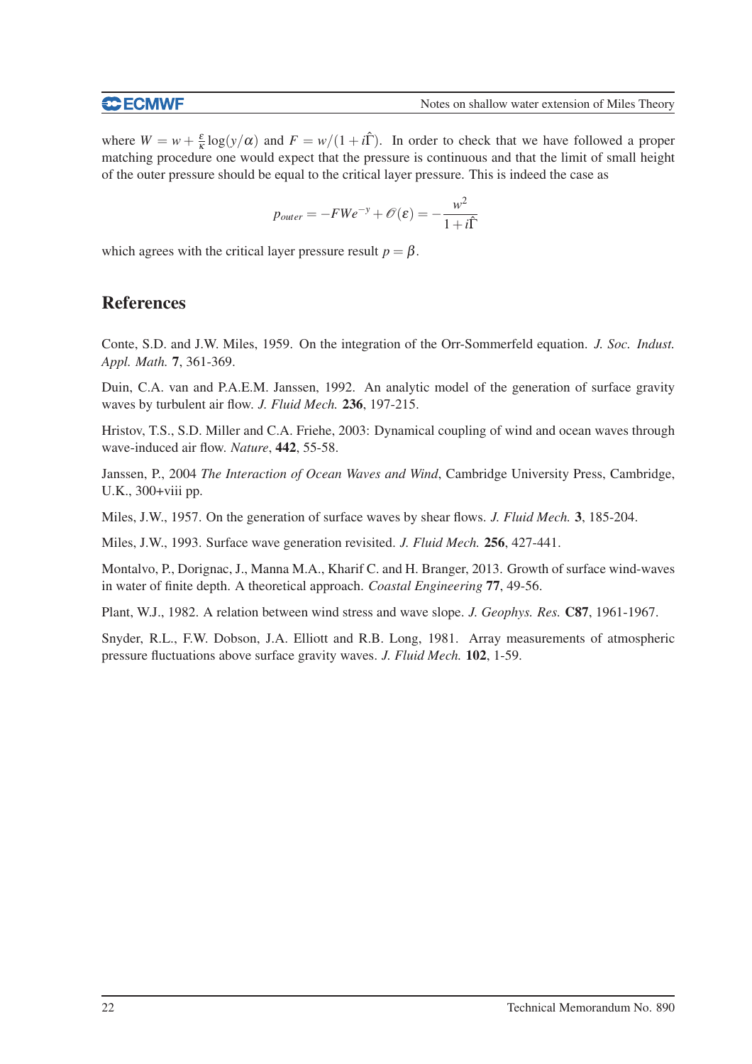where $W = w + \frac{\varepsilon}{\kappa}\log(y/\alpha)$ and $F = w/(1+i\hat{\Gamma})$. In order to check that we have followed a proper matching procedure one would expect that the pressure is continuous and that the limit of small height of the outer pressure should be equal to the critical layer pressure. This is indeed the case as

$$p_{outer} = -FWe^{-y} + \mathcal{O}(\varepsilon) = -\frac{w^2}{1+i\hat{\Gamma}}$$

which agrees with the critical layer pressure result $p = \beta$.

## References

Conte, S.D. and J.W. Miles, 1959. On the integration of the Orr-Sommerfeld equation. *J. Soc. Indust. Appl. Math.* **7**, 361-369.

Duin, C.A. van and P.A.E.M. Janssen, 1992. An analytic model of the generation of surface gravity waves by turbulent air flow. *J. Fluid Mech.* **236**, 197-215.

Hristov, T.S., S.D. Miller and C.A. Friehe, 2003: Dynamical coupling of wind and ocean waves through wave-induced air flow. *Nature*, **442**, 55-58.

Janssen, P., 2004 *The Interaction of Ocean Waves and Wind*, Cambridge University Press, Cambridge, U.K., 300+viii pp.

Miles, J.W., 1957. On the generation of surface waves by shear flows. *J. Fluid Mech.* **3**, 185-204.

Miles, J.W., 1993. Surface wave generation revisited. *J. Fluid Mech.* **256**, 427-441.

Montalvo, P., Dorignac, J., Manna M.A., Kharif C. and H. Branger, 2013. Growth of surface wind-waves in water of finite depth. A theoretical approach. *Coastal Engineering* **77**, 49-56.

Plant, W.J., 1982. A relation between wind stress and wave slope. *J. Geophys. Res.* **C87**, 1961-1967.

Snyder, R.L., F.W. Dobson, J.A. Elliott and R.B. Long, 1981. Array measurements of atmospheric pressure fluctuations above surface gravity waves. *J. Fluid Mech.* **102**, 1-59.